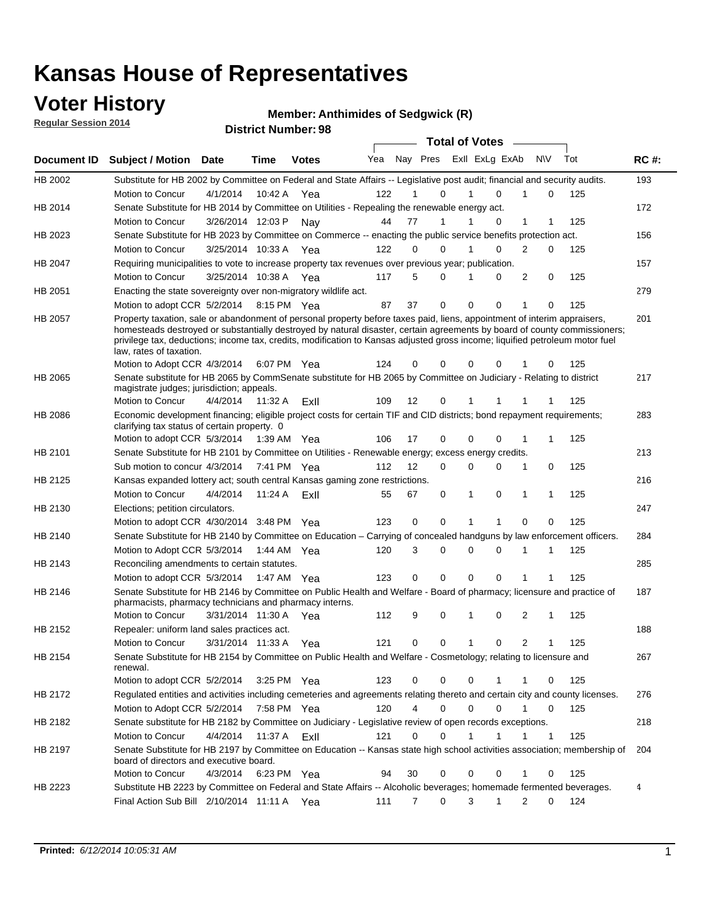# Kansas House of Representatives

## Voter History

**Regular Session 2014**

**Member: Anthimides of Sedgwick (R)**

**District Number: 98**

| Document ID | Subject / Motion | Date | Time | Votes | Yea | Nay | Pres | ExII | ExLg | ExAb | N\V | Tot | RC #: |
|---|---|---|---|---|---|---|---|---|---|---|---|---|---|
| HB 2002 | Substitute for HB 2002 by Committee on Federal and State Affairs -- Legislative post audit; financial and security audits. | | | | | | | | | | | | 193 |
| | Motion to Concur | 4/1/2014 | 10:42 A | Yea | 122 | 1 | 0 | 1 | 0 | 1 | 0 | 125 | |
| HB 2014 | Senate Substitute for HB 2014 by Committee on Utilities - Repealing the renewable energy act. | | | | | | | | | | | | 172 |
| | Motion to Concur | 3/26/2014 | 12:03 P | Nay | 44 | 77 | 1 | 1 | 0 | 1 | 1 | 125 | |
| HB 2023 | Senate Substitute for HB 2023 by Committee on Commerce -- enacting the public service benefits protection act. | | | | | | | | | | | | 156 |
| | Motion to Concur | 3/25/2014 | 10:33 A | Yea | 122 | 0 | 0 | 1 | 0 | 2 | 0 | 125 | |
| HB 2047 | Requiring municipalities to vote to increase property tax revenues over previous year; publication. | | | | | | | | | | | | 157 |
| | Motion to Concur | 3/25/2014 | 10:38 A | Yea | 117 | 5 | 0 | 1 | 0 | 2 | 0 | 125 | |
| HB 2051 | Enacting the state sovereignty over non-migratory wildlife act. | | | | | | | | | | | | 279 |
| | Motion to adopt CCR | 5/2/2014 | 8:15 PM | Yea | 87 | 37 | 0 | 0 | 0 | 1 | 0 | 125 | |
| HB 2057 | Property taxation, sale or abandonment of personal property before taxes paid, liens, appointment of interim appraisers, homesteads destroyed or substantially destroyed by natural disaster, certain agreements by board of county commissioners; privilege tax, deductions; income tax, credits, modification to Kansas adjusted gross income; liquified petroleum motor fuel law, rates of taxation. | | | | | | | | | | | | 201 |
| | Motion to Adopt CCR | 4/3/2014 | 6:07 PM | Yea | 124 | 0 | 0 | 0 | 0 | 1 | 0 | 125 | |
| HB 2065 | Senate substitute for HB 2065 by CommSenate substitute for HB 2065 by Committee on Judiciary - Relating to district magistrate judges; jurisdiction; appeals. | | | | | | | | | | | | 217 |
| | Motion to Concur | 4/4/2014 | 11:32 A | ExII | 109 | 12 | 0 | 1 | 1 | 1 | 1 | 125 | |
| HB 2086 | Economic development financing; eligible project costs for certain TIF and CID districts; bond repayment requirements; clarifying tax status of certain property. 0 | | | | | | | | | | | | 283 |
| | Motion to adopt CCR | 5/3/2014 | 1:39 AM | Yea | 106 | 17 | 0 | 0 | 0 | 1 | 1 | 125 | |
| HB 2101 | Senate Substitute for HB 2101 by Committee on Utilities - Renewable energy; excess energy credits. | | | | | | | | | | | | 213 |
| | Sub motion to concur | 4/3/2014 | 7:41 PM | Yea | 112 | 12 | 0 | 0 | 0 | 1 | 0 | 125 | |
| HB 2125 | Kansas expanded lottery act; south central Kansas gaming zone restrictions. | | | | | | | | | | | | 216 |
| | Motion to Concur | 4/4/2014 | 11:24 A | ExII | 55 | 67 | 0 | 1 | 0 | 1 | 1 | 125 | |
| HB 2130 | Elections; petition circulators. | | | | | | | | | | | | 247 |
| | Motion to adopt CCR | 4/30/2014 | 3:48 PM | Yea | 123 | 0 | 0 | 1 | 1 | 0 | 0 | 125 | |
| HB 2140 | Senate Substitute for HB 2140 by Committee on Education – Carrying of concealed handguns by law enforcement officers. | | | | | | | | | | | | 284 |
| | Motion to Adopt CCR | 5/3/2014 | 1:44 AM | Yea | 120 | 3 | 0 | 0 | 0 | 1 | 1 | 125 | |
| HB 2143 | Reconciling amendments to certain statutes. | | | | | | | | | | | | 285 |
| | Motion to adopt CCR | 5/3/2014 | 1:47 AM | Yea | 123 | 0 | 0 | 0 | 0 | 1 | 1 | 125 | |
| HB 2146 | Senate Substitute for HB 2146 by Committee on Public Health and Welfare - Board of pharmacy; licensure and practice of pharmacists, pharmacy technicians and pharmacy interns. | | | | | | | | | | | | 187 |
| | Motion to Concur | 3/31/2014 | 11:30 A | Yea | 112 | 9 | 0 | 1 | 0 | 2 | 1 | 125 | |
| HB 2152 | Repealer: uniform land sales practices act. | | | | | | | | | | | | 188 |
| | Motion to Concur | 3/31/2014 | 11:33 A | Yea | 121 | 0 | 0 | 1 | 0 | 2 | 1 | 125 | |
| HB 2154 | Senate Substitute for HB 2154 by Committee on Public Health and Welfare - Cosmetology; relating to licensure and renewal. | | | | | | | | | | | | 267 |
| | Motion to adopt CCR | 5/2/2014 | 3:25 PM | Yea | 123 | 0 | 0 | 0 | 1 | 1 | 0 | 125 | |
| HB 2172 | Regulated entities and activities including cemeteries and agreements relating thereto and certain city and county licenses. | | | | | | | | | | | | 276 |
| | Motion to Adopt CCR | 5/2/2014 | 7:58 PM | Yea | 120 | 4 | 0 | 0 | 0 | 1 | 0 | 125 | |
| HB 2182 | Senate substitute for HB 2182 by Committee on Judiciary - Legislative review of open records exceptions. | | | | | | | | | | | | 218 |
| | Motion to Concur | 4/4/2014 | 11:37 A | ExII | 121 | 0 | 0 | 1 | 1 | 1 | 1 | 125 | |
| HB 2197 | Senate Substitute for HB 2197 by Committee on Education -- Kansas state high school activities association; membership of board of directors and executive board. | | | | | | | | | | | | 204 |
| | Motion to Concur | 4/3/2014 | 6:23 PM | Yea | 94 | 30 | 0 | 0 | 0 | 1 | 0 | 125 | |
| HB 2223 | Substitute HB 2223 by Committee on Federal and State Affairs -- Alcoholic beverages; homemade fermented beverages. | | | | | | | | | | | | 4 |
| | Final Action Sub Bill | 2/10/2014 | 11:11 A | Yea | 111 | 7 | 0 | 3 | 1 | 2 | 0 | 124 | |

**Printed:** *6/12/2014 10:05:31 AM*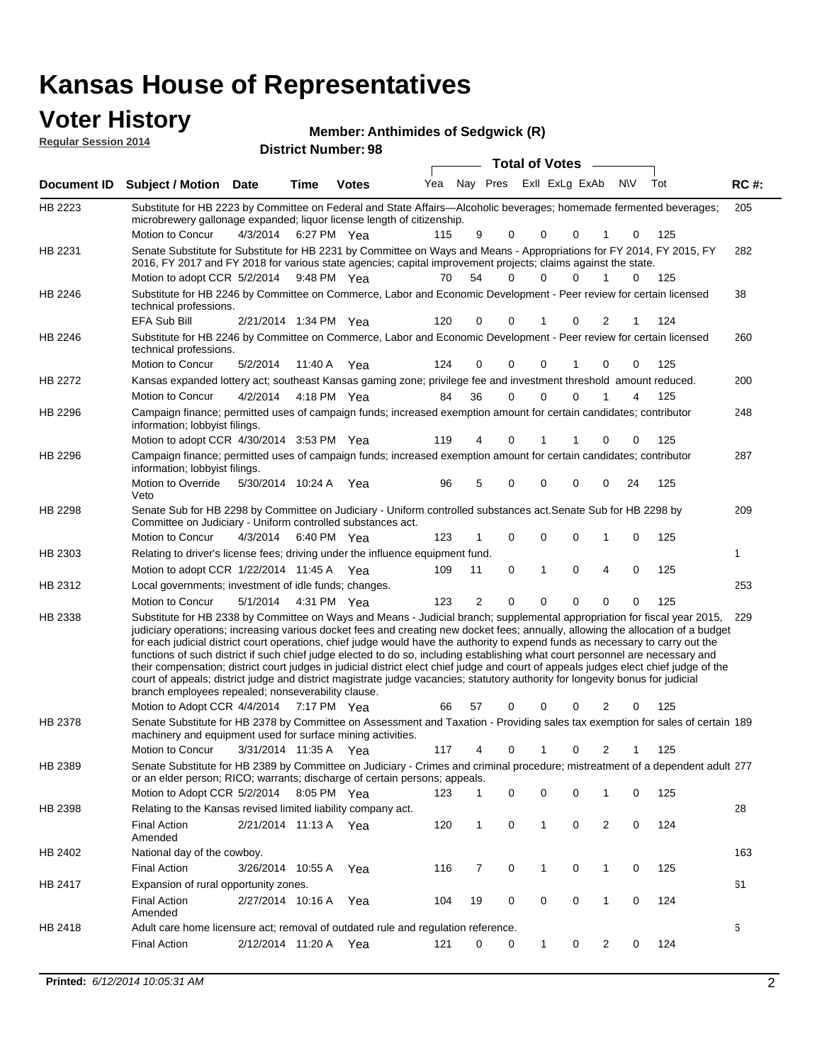# Kansas House of Representatives

## Voter History

**Regular Session 2014**

**Member: Anthimides of Sedgwick (R)**

**District Number: 98**

| Document ID | Subject / Motion | Date | Time | Votes | Yea | Nay | Pres | ExII | ExLg | ExAb | N\V | Tot | RC #: |
|---|---|---|---|---|---|---|---|---|---|---|---|---|---|
| HB 2223 | Substitute for HB 2223 by Committee on Federal and State Affairs—Alcoholic beverages; homemade fermented beverages; microbrewery gallonage expanded; liquor license length of citizenship. | | | | | | | | | | | | 205 |
| | Motion to Concur | 4/3/2014 | 6:27 PM | Yea | 115 | 9 | 0 | 0 | 0 | 1 | 0 | 125 | |
| HB 2231 | Senate Substitute for Substitute for HB 2231 by Committee on Ways and Means - Appropriations for FY 2014, FY 2015, FY 2016, FY 2017 and FY 2018 for various state agencies; capital improvement projects; claims against the state. | | | | | | | | | | | | 282 |
| | Motion to adopt CCR | 5/2/2014 | 9:48 PM | Yea | 70 | 54 | 0 | 0 | 0 | 1 | 0 | 125 | |
| HB 2246 | Substitute for HB 2246 by Committee on Commerce, Labor and Economic Development - Peer review for certain licensed technical professions. | | | | | | | | | | | | 38 |
| | EFA Sub Bill | 2/21/2014 | 1:34 PM | Yea | 120 | 0 | 0 | 1 | 0 | 2 | 1 | 124 | |
| HB 2246 | Substitute for HB 2246 by Committee on Commerce, Labor and Economic Development - Peer review for certain licensed technical professions. | | | | | | | | | | | | 260 |
| | Motion to Concur | 5/2/2014 | 11:40 A | Yea | 124 | 0 | 0 | 0 | 1 | 0 | 0 | 125 | |
| HB 2272 | Kansas expanded lottery act; southeast Kansas gaming zone; privilege fee and investment threshold amount reduced. | | | | | | | | | | | | 200 |
| | Motion to Concur | 4/2/2014 | 4:18 PM | Yea | 84 | 36 | 0 | 0 | 0 | 1 | 4 | 125 | |
| HB 2296 | Campaign finance; permitted uses of campaign funds; increased exemption amount for certain candidates; contributor information; lobbyist filings. | | | | | | | | | | | | 248 |
| | Motion to adopt CCR | 4/30/2014 | 3:53 PM | Yea | 119 | 4 | 0 | 1 | 1 | 0 | 0 | 125 | |
| HB 2296 | Campaign finance; permitted uses of campaign funds; increased exemption amount for certain candidates; contributor information; lobbyist filings. | | | | | | | | | | | | 287 |
| | Motion to Override Veto | 5/30/2014 | 10:24 A | Yea | 96 | 5 | 0 | 0 | 0 | 0 | 24 | 125 | |
| HB 2298 | Senate Sub for HB 2298 by Committee on Judiciary - Uniform controlled substances act.Senate Sub for HB 2298 by Committee on Judiciary - Uniform controlled substances act. | | | | | | | | | | | | 209 |
| | Motion to Concur | 4/3/2014 | 6:40 PM | Yea | 123 | 1 | 0 | 0 | 0 | 1 | 0 | 125 | |
| HB 2303 | Relating to driver's license fees; driving under the influence equipment fund. | | | | | | | | | | | | 1 |
| | Motion to adopt CCR | 1/22/2014 | 11:45 A | Yea | 109 | 11 | 0 | 1 | 0 | 4 | 0 | 125 | |
| HB 2312 | Local governments; investment of idle funds; changes. | | | | | | | | | | | | 253 |
| | Motion to Concur | 5/1/2014 | 4:31 PM | Yea | 123 | 2 | 0 | 0 | 0 | 0 | 0 | 125 | |
| HB 2338 | Substitute for HB 2338 by Committee on Ways and Means - Judicial branch; supplemental appropriation for fiscal year 2015, judiciary operations; increasing various docket fees and creating new docket fees; annually, allowing the allocation of a budget for each judicial district court operations, chief judge would have the authority to expend funds as necessary to carry out the functions of such district if such chief judge elected to do so, including establishing what court personnel are necessary and their compensation; district court judges in judicial district elect chief judge and court of appeals judges elect chief judge of the court of appeals; district judge and district magistrate judge vacancies; statutory authority for longevity bonus for judicial branch employees repealed; nonseverability clause. | | | | | | | | | | | | 229 |
| | Motion to Adopt CCR | 4/4/2014 | 7:17 PM | Yea | 66 | 57 | 0 | 0 | 0 | 2 | 0 | 125 | |
| HB 2378 | Senate Substitute for HB 2378 by Committee on Assessment and Taxation - Providing sales tax exemption for sales of certain machinery and equipment used for surface mining activities. | | | | | | | | | | | | 189 |
| | Motion to Concur | 3/31/2014 | 11:35 A | Yea | 117 | 4 | 0 | 1 | 0 | 2 | 1 | 125 | |
| HB 2389 | Senate Substitute for HB 2389 by Committee on Judiciary - Crimes and criminal procedure; mistreatment of a dependent adult or an elder person; RICO; warrants; discharge of certain persons; appeals. | | | | | | | | | | | | 277 |
| | Motion to Adopt CCR | 5/2/2014 | 8:05 PM | Yea | 123 | 1 | 0 | 0 | 0 | 1 | 0 | 125 | |
| HB 2398 | Relating to the Kansas revised limited liability company act. | | | | | | | | | | | | 28 |
| | Final Action Amended | 2/21/2014 | 11:13 A | Yea | 120 | 1 | 0 | 1 | 0 | 2 | 0 | 124 | |
| HB 2402 | National day of the cowboy. | | | | | | | | | | | | 163 |
| | Final Action | 3/26/2014 | 10:55 A | Yea | 116 | 7 | 0 | 1 | 0 | 1 | 0 | 125 | |
| HB 2417 | Expansion of rural opportunity zones. | | | | | | | | | | | | 61 |
| | Final Action Amended | 2/27/2014 | 10:16 A | Yea | 104 | 19 | 0 | 0 | 0 | 1 | 0 | 124 | |
| HB 2418 | Adult care home licensure act; removal of outdated rule and regulation reference. | | | | | | | | | | | | 6 |
| | Final Action | 2/12/2014 | 11:20 A | Yea | 121 | 0 | 0 | 1 | 0 | 2 | 0 | 124 | |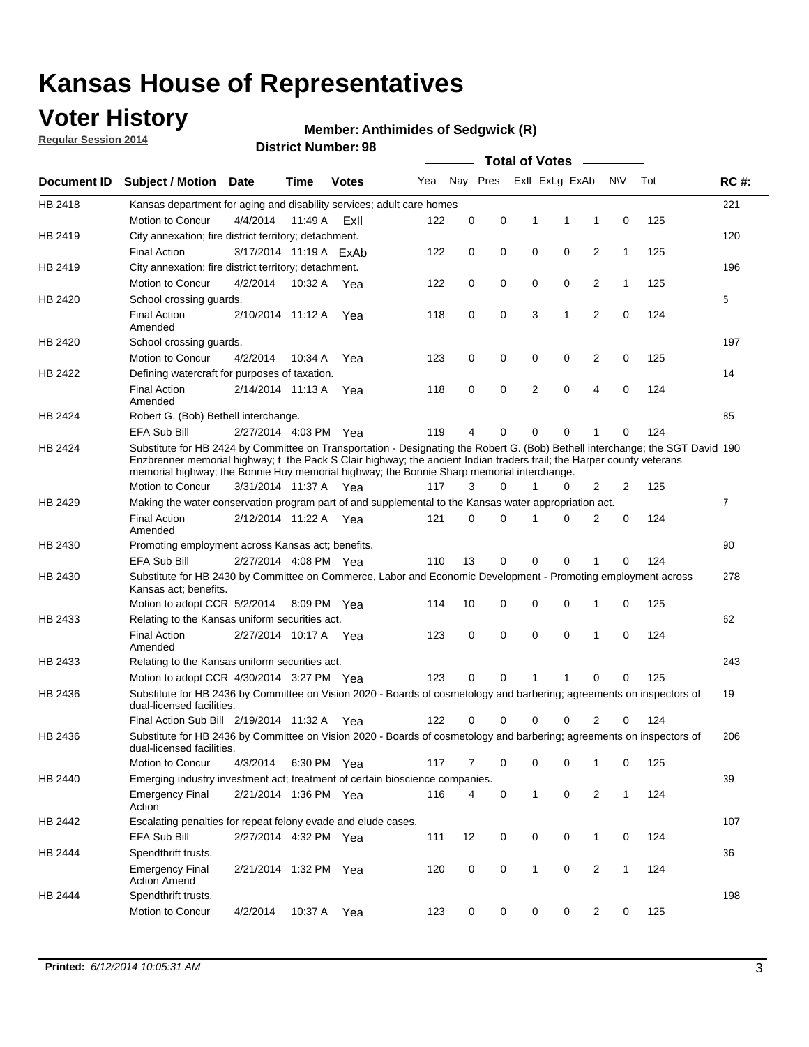# Kansas House of Representatives

## Voter History

**Regular Session 2014**

**Member: Anthimides of Sedgwick (R)**

**District Number: 98**

| Document ID | Subject / Motion | Date | Time | Votes | Yea | Nay | Pres | ExII | ExLg | ExAb | N\V | Tot | RC #: |
|---|---|---|---|---|---|---|---|---|---|---|---|---|---|
| HB 2418 | Kansas department for aging and disability services; adult care homes | | | | | | | | | | | | 221 |
| | Motion to Concur | 4/4/2014 | 11:49 A | ExII | 122 | 0 | 0 | 1 | 1 | 1 | 0 | 125 | |
| HB 2419 | City annexation; fire district territory; detachment. | | | | | | | | | | | | 120 |
| | Final Action | 3/17/2014 | 11:19 A | ExAb | 122 | 0 | 0 | 0 | 0 | 2 | 1 | 125 | |
| HB 2419 | City annexation; fire district territory; detachment. | | | | | | | | | | | | 196 |
| | Motion to Concur | 4/2/2014 | 10:32 A | Yea | 122 | 0 | 0 | 0 | 0 | 2 | 1 | 125 | |
| HB 2420 | School crossing guards. | | | | | | | | | | | | 5 |
| | Final Action Amended | 2/10/2014 | 11:12 A | Yea | 118 | 0 | 0 | 3 | 1 | 2 | 0 | 124 | |
| HB 2420 | School crossing guards. | | | | | | | | | | | | 197 |
| | Motion to Concur | 4/2/2014 | 10:34 A | Yea | 123 | 0 | 0 | 0 | 0 | 2 | 0 | 125 | |
| HB 2422 | Defining watercraft for purposes of taxation. | | | | | | | | | | | | 14 |
| | Final Action Amended | 2/14/2014 | 11:13 A | Yea | 118 | 0 | 0 | 2 | 0 | 4 | 0 | 124 | |
| HB 2424 | Robert G. (Bob) Bethell interchange. | | | | | | | | | | | | 85 |
| | EFA Sub Bill | 2/27/2014 | 4:03 PM | Yea | 119 | 4 | 0 | 0 | 0 | 1 | 0 | 124 | |
| HB 2424 | Substitute for HB 2424 by Committee on Transportation - Designating the Robert G. (Bob) Bethell interchange; the SGT David Enzbrenner memorial highway; t the Pack S Clair highway; the ancient Indian traders trail; the Harper county veterans memorial highway; the Bonnie Huy memorial highway; the Bonnie Sharp memorial interchange. | | | | | | | | | | | | 190 |
| | Motion to Concur | 3/31/2014 | 11:37 A | Yea | 117 | 3 | 0 | 1 | 0 | 2 | 2 | 125 | |
| HB 2429 | Making the water conservation program part of and supplemental to the Kansas water appropriation act. | | | | | | | | | | | | 7 |
| | Final Action Amended | 2/12/2014 | 11:22 A | Yea | 121 | 0 | 0 | 1 | 0 | 2 | 0 | 124 | |
| HB 2430 | Promoting employment across Kansas act; benefits. | | | | | | | | | | | | 90 |
| | EFA Sub Bill | 2/27/2014 | 4:08 PM | Yea | 110 | 13 | 0 | 0 | 0 | 1 | 0 | 124 | |
| HB 2430 | Substitute for HB 2430 by Committee on Commerce, Labor and Economic Development - Promoting employment across Kansas act; benefits. | | | | | | | | | | | | 278 |
| | Motion to adopt CCR | 5/2/2014 | 8:09 PM | Yea | 114 | 10 | 0 | 0 | 0 | 1 | 0 | 125 | |
| HB 2433 | Relating to the Kansas uniform securities act. | | | | | | | | | | | | 62 |
| | Final Action Amended | 2/27/2014 | 10:17 A | Yea | 123 | 0 | 0 | 0 | 0 | 1 | 0 | 124 | |
| HB 2433 | Relating to the Kansas uniform securities act. | | | | | | | | | | | | 243 |
| | Motion to adopt CCR | 4/30/2014 | 3:27 PM | Yea | 123 | 0 | 0 | 1 | 1 | 0 | 0 | 125 | |
| HB 2436 | Substitute for HB 2436 by Committee on Vision 2020 - Boards of cosmetology and barbering; agreements on inspectors of dual-licensed facilities. | | | | | | | | | | | | 19 |
| | Final Action Sub Bill | 2/19/2014 | 11:32 A | Yea | 122 | 0 | 0 | 0 | 0 | 2 | 0 | 124 | |
| HB 2436 | Substitute for HB 2436 by Committee on Vision 2020 - Boards of cosmetology and barbering; agreements on inspectors of dual-licensed facilities. | | | | | | | | | | | | 206 |
| | Motion to Concur | 4/3/2014 | 6:30 PM | Yea | 117 | 7 | 0 | 0 | 0 | 1 | 0 | 125 | |
| HB 2440 | Emerging industry investment act; treatment of certain bioscience companies. | | | | | | | | | | | | 39 |
| | Emergency Final Action | 2/21/2014 | 1:36 PM | Yea | 116 | 4 | 0 | 1 | 0 | 2 | 1 | 124 | |
| HB 2442 | Escalating penalties for repeat felony evade and elude cases. | | | | | | | | | | | | 107 |
| | EFA Sub Bill | 2/27/2014 | 4:32 PM | Yea | 111 | 12 | 0 | 0 | 0 | 1 | 0 | 124 | |
| HB 2444 | Spendthrift trusts. | | | | | | | | | | | | 36 |
| | Emergency Final Action Amend | 2/21/2014 | 1:32 PM | Yea | 120 | 0 | 0 | 1 | 0 | 2 | 1 | 124 | |
| HB 2444 | Spendthrift trusts. | | | | | | | | | | | | 198 |
| | Motion to Concur | 4/2/2014 | 10:37 A | Yea | 123 | 0 | 0 | 0 | 0 | 2 | 0 | 125 | |

**Printed:** *6/12/2014 10:05:31 AM*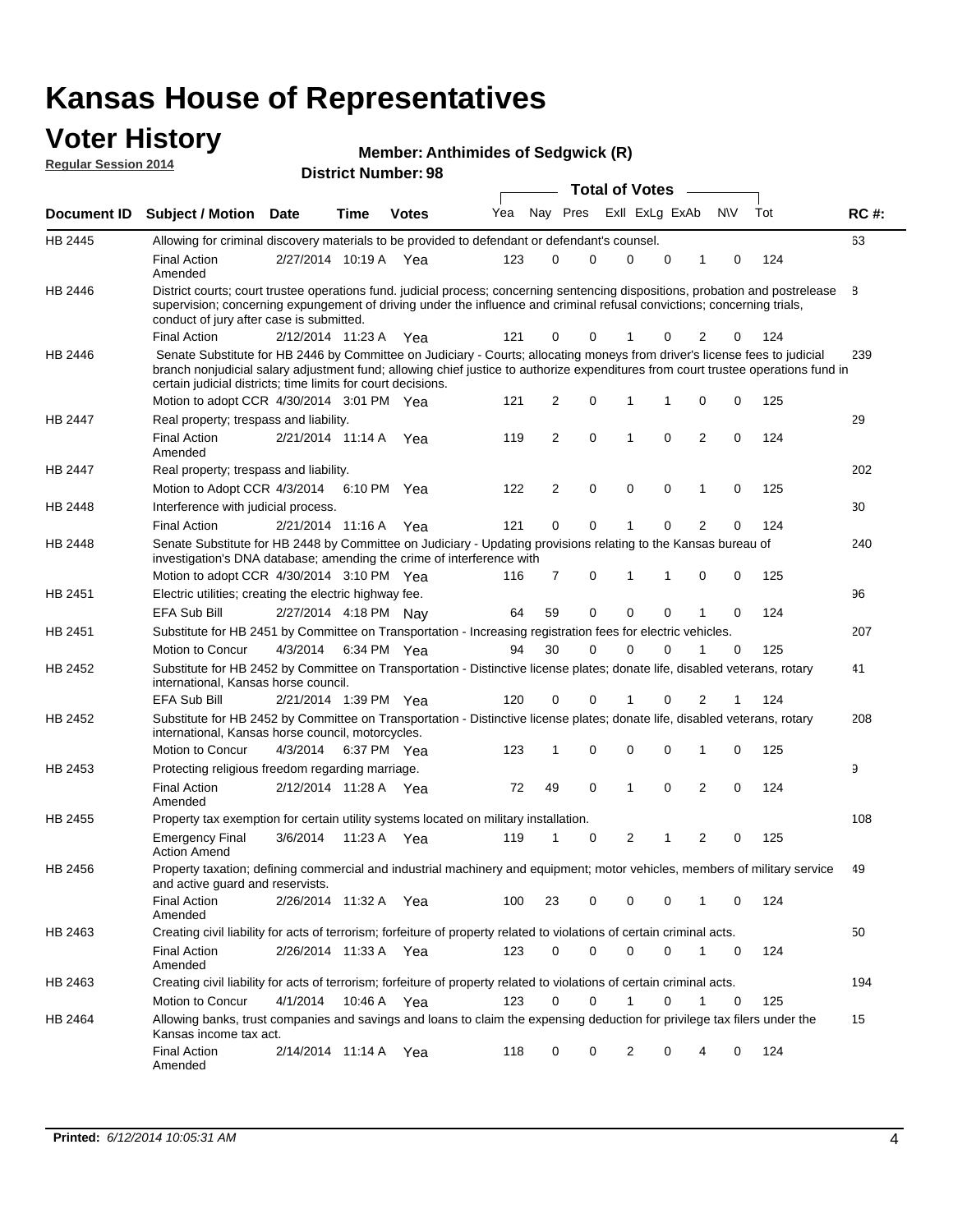# Kansas House of Representatives

## Voter History

**Regular Session 2014**

**Member: Anthimides of Sedgwick (R)**

**District Number: 98**

| Document ID | Subject / Motion | Date | Time | Votes | Yea | Nay | Pres | ExII | ExLg | ExAb | N\V | Tot | RC #: |
|---|---|---|---|---|---|---|---|---|---|---|---|---|---|
| HB 2445 | Allowing for criminal discovery materials to be provided to defendant or defendant's counsel. | | | | | | | | | | | | 63 |
| | Final Action Amended | 2/27/2014 | 10:19 A | Yea | 123 | 0 | 0 | 0 | 0 | 1 | 0 | 124 | |
| HB 2446 | District courts; court trustee operations fund. judicial process; concerning sentencing dispositions, probation and postrelease supervision; concerning expungement of driving under the influence and criminal refusal convictions; concerning trials, conduct of jury after case is submitted. | | | | | | | | | | | | 8 |
| | Final Action | 2/12/2014 | 11:23 A | Yea | 121 | 0 | 0 | 1 | 0 | 2 | 0 | 124 | |
| HB 2446 | Senate Substitute for HB 2446 by Committee on Judiciary - Courts; allocating moneys from driver's license fees to judicial branch nonjudicial salary adjustment fund; allowing chief justice to authorize expenditures from court trustee operations fund in certain judicial districts; time limits for court decisions. | | | | | | | | | | | | 239 |
| | Motion to adopt CCR | 4/30/2014 | 3:01 PM | Yea | 121 | 2 | 0 | 1 | 1 | 0 | 0 | 125 | |
| HB 2447 | Real property; trespass and liability. | | | | | | | | | | | | 29 |
| | Final Action Amended | 2/21/2014 | 11:14 A | Yea | 119 | 2 | 0 | 1 | 0 | 2 | 0 | 124 | |
| HB 2447 | Real property; trespass and liability. | | | | | | | | | | | | 202 |
| | Motion to Adopt CCR | 4/3/2014 | 6:10 PM | Yea | 122 | 2 | 0 | 0 | 0 | 1 | 0 | 125 | |
| HB 2448 | Interference with judicial process. | | | | | | | | | | | | 30 |
| | Final Action | 2/21/2014 | 11:16 A | Yea | 121 | 0 | 0 | 1 | 0 | 2 | 0 | 124 | |
| HB 2448 | Senate Substitute for HB 2448 by Committee on Judiciary - Updating provisions relating to the Kansas bureau of investigation's DNA database; amending the crime of interference with | | | | | | | | | | | | 240 |
| | Motion to adopt CCR | 4/30/2014 | 3:10 PM | Yea | 116 | 7 | 0 | 1 | 1 | 0 | 0 | 125 | |
| HB 2451 | Electric utilities; creating the electric highway fee. | | | | | | | | | | | | 96 |
| | EFA Sub Bill | 2/27/2014 | 4:18 PM | Nay | 64 | 59 | 0 | 0 | 0 | 1 | 0 | 124 | |
| HB 2451 | Substitute for HB 2451 by Committee on Transportation - Increasing registration fees for electric vehicles. | | | | | | | | | | | | 207 |
| | Motion to Concur | 4/3/2014 | 6:34 PM | Yea | 94 | 30 | 0 | 0 | 0 | 1 | 0 | 125 | |
| HB 2452 | Substitute for HB 2452 by Committee on Transportation - Distinctive license plates; donate life, disabled veterans, rotary international, Kansas horse council. | | | | | | | | | | | | 41 |
| | EFA Sub Bill | 2/21/2014 | 1:39 PM | Yea | 120 | 0 | 0 | 1 | 0 | 2 | 1 | 124 | |
| HB 2452 | Substitute for HB 2452 by Committee on Transportation - Distinctive license plates; donate life, disabled veterans, rotary international, Kansas horse council, motorcycles. | | | | | | | | | | | | 208 |
| | Motion to Concur | 4/3/2014 | 6:37 PM | Yea | 123 | 1 | 0 | 0 | 0 | 1 | 0 | 125 | |
| HB 2453 | Protecting religious freedom regarding marriage. | | | | | | | | | | | | 9 |
| | Final Action Amended | 2/12/2014 | 11:28 A | Yea | 72 | 49 | 0 | 1 | 0 | 2 | 0 | 124 | |
| HB 2455 | Property tax exemption for certain utility systems located on military installation. | | | | | | | | | | | | 108 |
| | Emergency Final Action Amend | 3/6/2014 | 11:23 A | Yea | 119 | 1 | 0 | 2 | 1 | 2 | 0 | 125 | |
| HB 2456 | Property taxation; defining commercial and industrial machinery and equipment; motor vehicles, members of military service and active guard and reservists. | | | | | | | | | | | | 49 |
| | Final Action Amended | 2/26/2014 | 11:32 A | Yea | 100 | 23 | 0 | 0 | 0 | 1 | 0 | 124 | |
| HB 2463 | Creating civil liability for acts of terrorism; forfeiture of property related to violations of certain criminal acts. | | | | | | | | | | | | 50 |
| | Final Action Amended | 2/26/2014 | 11:33 A | Yea | 123 | 0 | 0 | 0 | 0 | 1 | 0 | 124 | |
| HB 2463 | Creating civil liability for acts of terrorism; forfeiture of property related to violations of certain criminal acts. | | | | | | | | | | | | 194 |
| | Motion to Concur | 4/1/2014 | 10:46 A | Yea | 123 | 0 | 0 | 1 | 0 | 1 | 0 | 125 | |
| HB 2464 | Allowing banks, trust companies and savings and loans to claim the expensing deduction for privilege tax filers under the Kansas income tax act. | | | | | | | | | | | | 15 |
| | Final Action Amended | 2/14/2014 | 11:14 A | Yea | 118 | 0 | 0 | 2 | 0 | 4 | 0 | 124 | |

**Printed:** *6/12/2014 10:05:31 AM*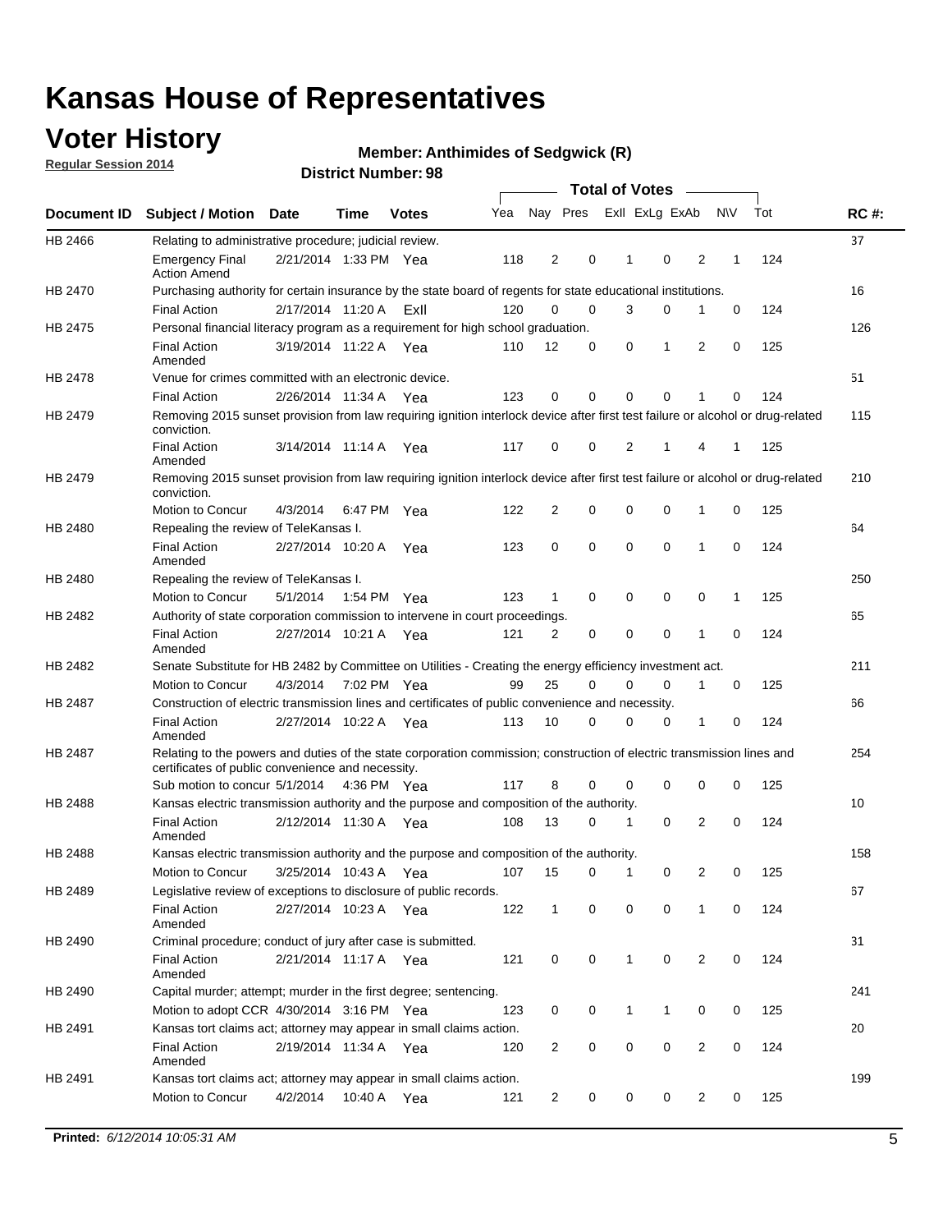# Kansas House of Representatives

## Voter History

**Regular Session 2014**

**Member: Anthimides of Sedgwick (R)**

**District Number: 98**

| Document ID | Subject / Motion | Date | Time | Votes | Yea | Nay | Pres | ExII | ExLg | ExAb | N\V | Tot | RC #: |
|---|---|---|---|---|---|---|---|---|---|---|---|---|---|
| HB 2466 | Relating to administrative procedure; judicial review. | | | | | | | | | | | | 37 |
| | Emergency Final Action Amend | 2/21/2014 | 1:33 PM | Yea | 118 | 2 | 0 | 1 | 0 | 2 | 1 | 124 | |
| HB 2470 | Purchasing authority for certain insurance by the state board of regents for state educational institutions. | | | | | | | | | | | | 16 |
| | Final Action | 2/17/2014 | 11:20 A | ExII | 120 | 0 | 0 | 3 | 0 | 1 | 0 | 124 | |
| HB 2475 | Personal financial literacy program as a requirement for high school graduation. | | | | | | | | | | | | 126 |
| | Final Action Amended | 3/19/2014 | 11:22 A | Yea | 110 | 12 | 0 | 0 | 1 | 2 | 0 | 125 | |
| HB 2478 | Venue for crimes committed with an electronic device. | | | | | | | | | | | | 51 |
| | Final Action | 2/26/2014 | 11:34 A | Yea | 123 | 0 | 0 | 0 | 0 | 1 | 0 | 124 | |
| HB 2479 | Removing 2015 sunset provision from law requiring ignition interlock device after first test failure or alcohol or drug-related conviction. | | | | | | | | | | | | 115 |
| | Final Action Amended | 3/14/2014 | 11:14 A | Yea | 117 | 0 | 0 | 2 | 1 | 4 | 1 | 125 | |
| HB 2479 | Removing 2015 sunset provision from law requiring ignition interlock device after first test failure or alcohol or drug-related conviction. | | | | | | | | | | | | 210 |
| | Motion to Concur | 4/3/2014 | 6:47 PM | Yea | 122 | 2 | 0 | 0 | 0 | 1 | 0 | 125 | |
| HB 2480 | Repealing the review of TeleKansas I. | | | | | | | | | | | | 64 |
| | Final Action Amended | 2/27/2014 | 10:20 A | Yea | 123 | 0 | 0 | 0 | 0 | 1 | 0 | 124 | |
| HB 2480 | Repealing the review of TeleKansas I. | | | | | | | | | | | | 250 |
| | Motion to Concur | 5/1/2014 | 1:54 PM | Yea | 123 | 1 | 0 | 0 | 0 | 0 | 1 | 125 | |
| HB 2482 | Authority of state corporation commission to intervene in court proceedings. | | | | | | | | | | | | 65 |
| | Final Action Amended | 2/27/2014 | 10:21 A | Yea | 121 | 2 | 0 | 0 | 0 | 1 | 0 | 124 | |
| HB 2482 | Senate Substitute for HB 2482 by Committee on Utilities - Creating the energy efficiency investment act. | | | | | | | | | | | | 211 |
| | Motion to Concur | 4/3/2014 | 7:02 PM | Yea | 99 | 25 | 0 | 0 | 0 | 1 | 0 | 125 | |
| HB 2487 | Construction of electric transmission lines and certificates of public convenience and necessity. | | | | | | | | | | | | 66 |
| | Final Action Amended | 2/27/2014 | 10:22 A | Yea | 113 | 10 | 0 | 0 | 0 | 1 | 0 | 124 | |
| HB 2487 | Relating to the powers and duties of the state corporation commission; construction of electric transmission lines and certificates of public convenience and necessity. | | | | | | | | | | | | 254 |
| | Sub motion to concur | 5/1/2014 | 4:36 PM | Yea | 117 | 8 | 0 | 0 | 0 | 0 | 0 | 125 | |
| HB 2488 | Kansas electric transmission authority and the purpose and composition of the authority. | | | | | | | | | | | | 10 |
| | Final Action Amended | 2/12/2014 | 11:30 A | Yea | 108 | 13 | 0 | 1 | 0 | 2 | 0 | 124 | |
| HB 2488 | Kansas electric transmission authority and the purpose and composition of the authority. | | | | | | | | | | | | 158 |
| | Motion to Concur | 3/25/2014 | 10:43 A | Yea | 107 | 15 | 0 | 1 | 0 | 2 | 0 | 125 | |
| HB 2489 | Legislative review of exceptions to disclosure of public records. | | | | | | | | | | | | 67 |
| | Final Action Amended | 2/27/2014 | 10:23 A | Yea | 122 | 1 | 0 | 0 | 0 | 1 | 0 | 124 | |
| HB 2490 | Criminal procedure; conduct of jury after case is submitted. | | | | | | | | | | | | 31 |
| | Final Action Amended | 2/21/2014 | 11:17 A | Yea | 121 | 0 | 0 | 1 | 0 | 2 | 0 | 124 | |
| HB 2490 | Capital murder; attempt; murder in the first degree; sentencing. | | | | | | | | | | | | 241 |
| | Motion to adopt CCR | 4/30/2014 | 3:16 PM | Yea | 123 | 0 | 0 | 1 | 1 | 0 | 0 | 125 | |
| HB 2491 | Kansas tort claims act; attorney may appear in small claims action. | | | | | | | | | | | | 20 |
| | Final Action Amended | 2/19/2014 | 11:34 A | Yea | 120 | 2 | 0 | 0 | 0 | 2 | 0 | 124 | |
| HB 2491 | Kansas tort claims act; attorney may appear in small claims action. | | | | | | | | | | | | 199 |
| | Motion to Concur | 4/2/2014 | 10:40 A | Yea | 121 | 2 | 0 | 0 | 0 | 2 | 0 | 125 | |

**Printed:** *6/12/2014 10:05:31 AM*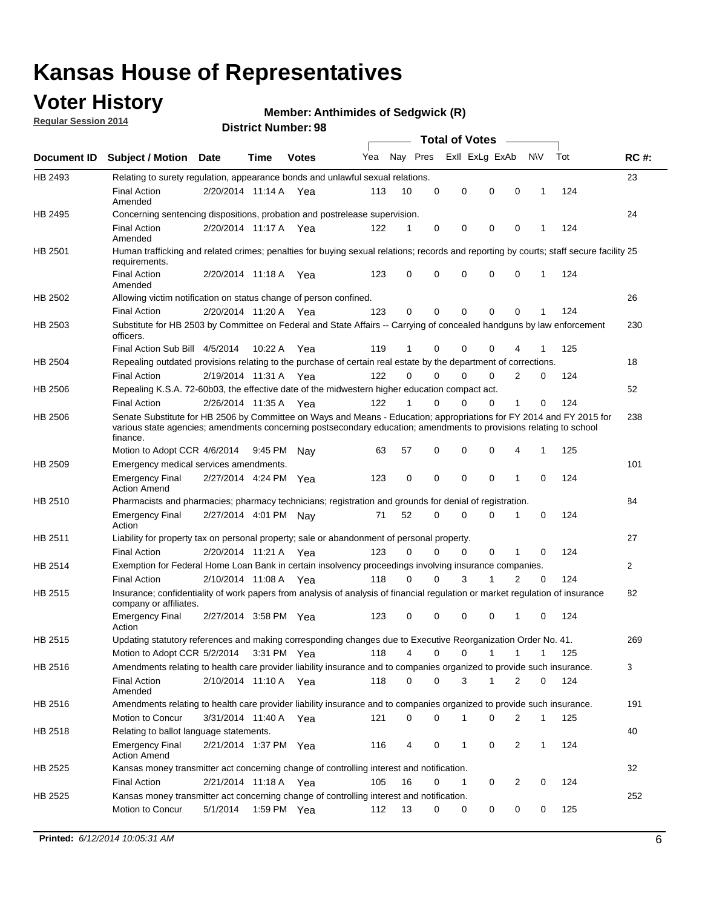# Kansas House of Representatives

## Voter History

**Regular Session 2014**

**Member: Anthimides of Sedgwick (R)**

**District Number: 98**

| Document ID | Subject / Motion | Date | Time | Votes | Yea | Nay | Pres | ExII | ExLg | ExAb | N\V | Tot | RC #: |
|---|---|---|---|---|---|---|---|---|---|---|---|---|---|
| HB 2493 | Relating to surety regulation, appearance bonds and unlawful sexual relations. | | | | | | | | | | | | 23 |
| | Final Action Amended | 2/20/2014 | 11:14 A | Yea | 113 | 10 | 0 | 0 | 0 | 0 | 1 | 124 | |
| HB 2495 | Concerning sentencing dispositions, probation and postrelease supervision. | | | | | | | | | | | | 24 |
| | Final Action Amended | 2/20/2014 | 11:17 A | Yea | 122 | 1 | 0 | 0 | 0 | 0 | 1 | 124 | |
| HB 2501 | Human trafficking and related crimes; penalties for buying sexual relations; records and reporting by courts; staff secure facility requirements. | | | | | | | | | | | | 25 |
| | Final Action Amended | 2/20/2014 | 11:18 A | Yea | 123 | 0 | 0 | 0 | 0 | 0 | 1 | 124 | |
| HB 2502 | Allowing victim notification on status change of person confined. | | | | | | | | | | | | 26 |
| | Final Action | 2/20/2014 | 11:20 A | Yea | 123 | 0 | 0 | 0 | 0 | 0 | 1 | 124 | |
| HB 2503 | Substitute for HB 2503 by Committee on Federal and State Affairs -- Carrying of concealed handguns by law enforcement officers. | | | | | | | | | | | | 230 |
| | Final Action Sub Bill | 4/5/2014 | 10:22 A | Yea | 119 | 1 | 0 | 0 | 0 | 4 | 1 | 125 | |
| HB 2504 | Repealing outdated provisions relating to the purchase of certain real estate by the department of corrections. | | | | | | | | | | | | 18 |
| | Final Action | 2/19/2014 | 11:31 A | Yea | 122 | 0 | 0 | 0 | 0 | 2 | 0 | 124 | |
| HB 2506 | Repealing K.S.A. 72-60b03, the effective date of the midwestern higher education compact act. | | | | | | | | | | | | 52 |
| | Final Action | 2/26/2014 | 11:35 A | Yea | 122 | 1 | 0 | 0 | 0 | 1 | 0 | 124 | |
| HB 2506 | Senate Substitute for HB 2506 by Committee on Ways and Means - Education; appropriations for FY 2014 and FY 2015 for various state agencies; amendments concerning postsecondary education; amendments to provisions relating to school finance. | | | | | | | | | | | | 238 |
| | Motion to Adopt CCR | 4/6/2014 | 9:45 PM | Nay | 63 | 57 | 0 | 0 | 0 | 4 | 1 | 125 | |
| HB 2509 | Emergency medical services amendments. | | | | | | | | | | | | 101 |
| | Emergency Final Action Amend | 2/27/2014 | 4:24 PM | Yea | 123 | 0 | 0 | 0 | 0 | 1 | 0 | 124 | |
| HB 2510 | Pharmacists and pharmacies; pharmacy technicians; registration and grounds for denial of registration. | | | | | | | | | | | | 84 |
| | Emergency Final Action | 2/27/2014 | 4:01 PM | Nay | 71 | 52 | 0 | 0 | 0 | 1 | 0 | 124 | |
| HB 2511 | Liability for property tax on personal property; sale or abandonment of personal property. | | | | | | | | | | | | 27 |
| | Final Action | 2/20/2014 | 11:21 A | Yea | 123 | 0 | 0 | 0 | 0 | 1 | 0 | 124 | |
| HB 2514 | Exemption for Federal Home Loan Bank in certain insolvency proceedings involving insurance companies. | | | | | | | | | | | | 2 |
| | Final Action | 2/10/2014 | 11:08 A | Yea | 118 | 0 | 0 | 3 | 1 | 2 | 0 | 124 | |
| HB 2515 | Insurance; confidentiality of work papers from analysis of analysis of financial regulation or market regulation of insurance company or affiliates. | | | | | | | | | | | | 82 |
| | Emergency Final Action | 2/27/2014 | 3:58 PM | Yea | 123 | 0 | 0 | 0 | 0 | 1 | 0 | 124 | |
| HB 2515 | Updating statutory references and making corresponding changes due to Executive Reorganization Order No. 41. | | | | | | | | | | | | 269 |
| | Motion to Adopt CCR | 5/2/2014 | 3:31 PM | Yea | 118 | 4 | 0 | 0 | 1 | 1 | 1 | 125 | |
| HB 2516 | Amendments relating to health care provider liability insurance and to companies organized to provide such insurance. | | | | | | | | | | | | 3 |
| | Final Action Amended | 2/10/2014 | 11:10 A | Yea | 118 | 0 | 0 | 3 | 1 | 2 | 0 | 124 | |
| HB 2516 | Amendments relating to health care provider liability insurance and to companies organized to provide such insurance. | | | | | | | | | | | | 191 |
| | Motion to Concur | 3/31/2014 | 11:40 A | Yea | 121 | 0 | 0 | 1 | 0 | 2 | 1 | 125 | |
| HB 2518 | Relating to ballot language statements. | | | | | | | | | | | | 40 |
| | Emergency Final Action Amend | 2/21/2014 | 1:37 PM | Yea | 116 | 4 | 0 | 1 | 0 | 2 | 1 | 124 | |
| HB 2525 | Kansas money transmitter act concerning change of controlling interest and notification. | | | | | | | | | | | | 32 |
| | Final Action | 2/21/2014 | 11:18 A | Yea | 105 | 16 | 0 | 1 | 0 | 2 | 0 | 124 | |
| HB 2525 | Kansas money transmitter act concerning change of controlling interest and notification. | | | | | | | | | | | | 252 |
| | Motion to Concur | 5/1/2014 | 1:59 PM | Yea | 112 | 13 | 0 | 0 | 0 | 0 | 0 | 125 | |

**Printed:** *6/12/2014 10:05:31 AM*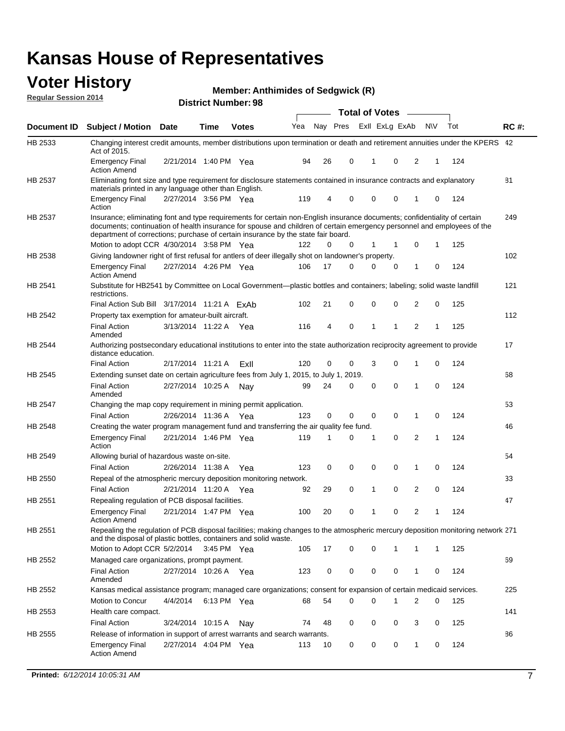# Kansas House of Representatives

## Voter History

**Regular Session 2014**

**Member: Anthimides of Sedgwick (R)**

**District Number: 98**

| Document ID | Subject / Motion | Date | Time | Votes | Yea | Nay | Pres | ExII | ExLg | ExAb | N\V | Tot | RC #: |
|---|---|---|---|---|---|---|---|---|---|---|---|---|---|
| HB 2533 | Changing interest credit amounts, member distributions upon termination or death and retirement annuities under the KPERS Act of 2015. | | | | | | | | | | | | 42 |
| | Emergency Final Action Amend | 2/21/2014 | 1:40 PM | Yea | 94 | 26 | 0 | 1 | 0 | 2 | 1 | 124 | |
| HB 2537 | Eliminating font size and type requirement for disclosure statements contained in insurance contracts and explanatory materials printed in any language other than English. | | | | | | | | | | | | 81 |
| | Emergency Final Action | 2/27/2014 | 3:56 PM | Yea | 119 | 4 | 0 | 0 | 0 | 1 | 0 | 124 | |
| HB 2537 | Insurance; eliminating font and type requirements for certain non-English insurance documents; confidentiality of certain documents; continuation of health insurance for spouse and children of certain emergency personnel and employees of the department of corrections; purchase of certain insurance by the state fair board. | | | | | | | | | | | | 249 |
| | Motion to adopt CCR | 4/30/2014 | 3:58 PM | Yea | 122 | 0 | 0 | 1 | 1 | 0 | 1 | 125 | |
| HB 2538 | Giving landowner right of first refusal for antlers of deer illegally shot on landowner's property. | | | | | | | | | | | | 102 |
| | Emergency Final Action Amend | 2/27/2014 | 4:26 PM | Yea | 106 | 17 | 0 | 0 | 0 | 1 | 0 | 124 | |
| HB 2541 | Substitute for HB2541 by Committee on Local Government—plastic bottles and containers; labeling; solid waste landfill restrictions. | | | | | | | | | | | | 121 |
| | Final Action Sub Bill | 3/17/2014 | 11:21 A | ExAb | 102 | 21 | 0 | 0 | 0 | 2 | 0 | 125 | |
| HB 2542 | Property tax exemption for amateur-built aircraft. | | | | | | | | | | | | 112 |
| | Final Action Amended | 3/13/2014 | 11:22 A | Yea | 116 | 4 | 0 | 1 | 1 | 2 | 1 | 125 | |
| HB 2544 | Authorizing postsecondary educational institutions to enter into the state authorization reciprocity agreement to provide distance education. | | | | | | | | | | | | 17 |
| | Final Action | 2/17/2014 | 11:21 A | ExII | 120 | 0 | 0 | 3 | 0 | 1 | 0 | 124 | |
| HB 2545 | Extending sunset date on certain agriculture fees from July 1, 2015, to July 1, 2019. | | | | | | | | | | | | 68 |
| | Final Action Amended | 2/27/2014 | 10:25 A | Nay | 99 | 24 | 0 | 0 | 0 | 1 | 0 | 124 | |
| HB 2547 | Changing the map copy requirement in mining permit application. | | | | | | | | | | | | 53 |
| | Final Action | 2/26/2014 | 11:36 A | Yea | 123 | 0 | 0 | 0 | 0 | 1 | 0 | 124 | |
| HB 2548 | Creating the water program management fund and transferring the air quality fee fund. | | | | | | | | | | | | 46 |
| | Emergency Final Action | 2/21/2014 | 1:46 PM | Yea | 119 | 1 | 0 | 1 | 0 | 2 | 1 | 124 | |
| HB 2549 | Allowing burial of hazardous waste on-site. | | | | | | | | | | | | 54 |
| | Final Action | 2/26/2014 | 11:38 A | Yea | 123 | 0 | 0 | 0 | 0 | 1 | 0 | 124 | |
| HB 2550 | Repeal of the atmospheric mercury deposition monitoring network. | | | | | | | | | | | | 33 |
| | Final Action | 2/21/2014 | 11:20 A | Yea | 92 | 29 | 0 | 1 | 0 | 2 | 0 | 124 | |
| HB 2551 | Repealing regulation of PCB disposal facilities. | | | | | | | | | | | | 47 |
| | Emergency Final Action Amend | 2/21/2014 | 1:47 PM | Yea | 100 | 20 | 0 | 1 | 0 | 2 | 1 | 124 | |
| HB 2551 | Repealing the regulation of PCB disposal facilities; making changes to the atmospheric mercury deposition monitoring network and the disposal of plastic bottles, containers and solid waste. | | | | | | | | | | | | 271 |
| | Motion to Adopt CCR | 5/2/2014 | 3:45 PM | Yea | 105 | 17 | 0 | 0 | 1 | 1 | 1 | 125 | |
| HB 2552 | Managed care organizations, prompt payment. | | | | | | | | | | | | 69 |
| | Final Action Amended | 2/27/2014 | 10:26 A | Yea | 123 | 0 | 0 | 0 | 0 | 1 | 0 | 124 | |
| HB 2552 | Kansas medical assistance program; managed care organizations; consent for expansion of certain medicaid services. | | | | | | | | | | | | 225 |
| | Motion to Concur | 4/4/2014 | 6:13 PM | Yea | 68 | 54 | 0 | 0 | 1 | 2 | 0 | 125 | |
| HB 2553 | Health care compact. | | | | | | | | | | | | 141 |
| | Final Action | 3/24/2014 | 10:15 A | Nay | 74 | 48 | 0 | 0 | 0 | 3 | 0 | 125 | |
| HB 2555 | Release of information in support of arrest warrants and search warrants. | | | | | | | | | | | | 86 |
| | Emergency Final Action Amend | 2/27/2014 | 4:04 PM | Yea | 113 | 10 | 0 | 0 | 0 | 1 | 0 | 124 | |

**Printed:** *6/12/2014 10:05:31 AM*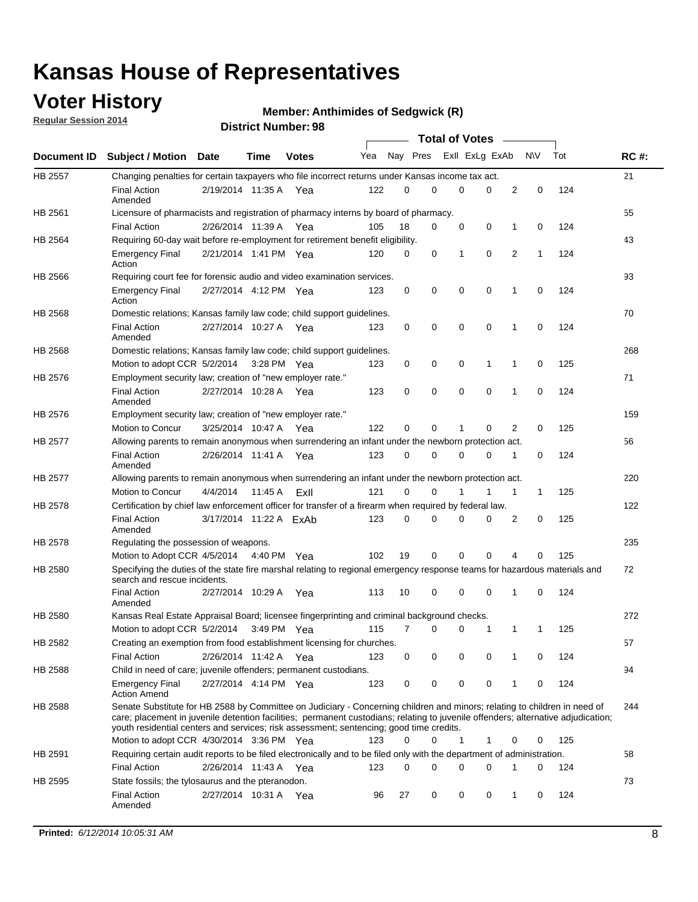# Kansas House of Representatives

## Voter History

**Regular Session 2014**

**Member: Anthimides of Sedgwick (R)**

**District Number: 98**

| Document ID | Subject / Motion | Date | Time | Votes | Yea | Nay | Pres | ExII | ExLg | ExAb | N\V | Tot | RC #: |
|---|---|---|---|---|---|---|---|---|---|---|---|---|---|
| HB 2557 | Changing penalties for certain taxpayers who file incorrect returns under Kansas income tax act. | | | | | | | | | | | | 21 |
| | Final Action Amended | 2/19/2014 | 11:35 A | Yea | 122 | 0 | 0 | 0 | 0 | 2 | 0 | 124 | |
| HB 2561 | Licensure of pharmacists and registration of pharmacy interns by board of pharmacy. | | | | | | | | | | | | 55 |
| | Final Action | 2/26/2014 | 11:39 A | Yea | 105 | 18 | 0 | 0 | 0 | 1 | 0 | 124 | |
| HB 2564 | Requiring 60-day wait before re-employment for retirement benefit eligibility. | | | | | | | | | | | | 43 |
| | Emergency Final Action | 2/21/2014 | 1:41 PM | Yea | 120 | 0 | 0 | 1 | 0 | 2 | 1 | 124 | |
| HB 2566 | Requiring court fee for forensic audio and video examination services. | | | | | | | | | | | | 93 |
| | Emergency Final Action | 2/27/2014 | 4:12 PM | Yea | 123 | 0 | 0 | 0 | 0 | 1 | 0 | 124 | |
| HB 2568 | Domestic relations; Kansas family law code; child support guidelines. | | | | | | | | | | | | 70 |
| | Final Action Amended | 2/27/2014 | 10:27 A | Yea | 123 | 0 | 0 | 0 | 0 | 1 | 0 | 124 | |
| HB 2568 | Domestic relations; Kansas family law code; child support guidelines. | | | | | | | | | | | | 268 |
| | Motion to adopt CCR | 5/2/2014 | 3:28 PM | Yea | 123 | 0 | 0 | 0 | 1 | 1 | 0 | 125 | |
| HB 2576 | Employment security law; creation of "new employer rate." | | | | | | | | | | | | 71 |
| | Final Action Amended | 2/27/2014 | 10:28 A | Yea | 123 | 0 | 0 | 0 | 0 | 1 | 0 | 124 | |
| HB 2576 | Employment security law; creation of "new employer rate." | | | | | | | | | | | | 159 |
| | Motion to Concur | 3/25/2014 | 10:47 A | Yea | 122 | 0 | 0 | 1 | 0 | 2 | 0 | 125 | |
| HB 2577 | Allowing parents to remain anonymous when surrendering an infant under the newborn protection act. | | | | | | | | | | | | 56 |
| | Final Action Amended | 2/26/2014 | 11:41 A | Yea | 123 | 0 | 0 | 0 | 0 | 1 | 0 | 124 | |
| HB 2577 | Allowing parents to remain anonymous when surrendering an infant under the newborn protection act. | | | | | | | | | | | | 220 |
| | Motion to Concur | 4/4/2014 | 11:45 A | ExII | 121 | 0 | 0 | 1 | 1 | 1 | 1 | 125 | |
| HB 2578 | Certification by chief law enforcement officer for transfer of a firearm when required by federal law. | | | | | | | | | | | | 122 |
| | Final Action Amended | 3/17/2014 | 11:22 A | ExAb | 123 | 0 | 0 | 0 | 0 | 2 | 0 | 125 | |
| HB 2578 | Regulating the possession of weapons. | | | | | | | | | | | | 235 |
| | Motion to Adopt CCR | 4/5/2014 | 4:40 PM | Yea | 102 | 19 | 0 | 0 | 0 | 4 | 0 | 125 | |
| HB 2580 | Specifying the duties of the state fire marshal relating to regional emergency response teams for hazardous materials and search and rescue incidents. | | | | | | | | | | | | 72 |
| | Final Action Amended | 2/27/2014 | 10:29 A | Yea | 113 | 10 | 0 | 0 | 0 | 1 | 0 | 124 | |
| HB 2580 | Kansas Real Estate Appraisal Board; licensee fingerprinting and criminal background checks. | | | | | | | | | | | | 272 |
| | Motion to adopt CCR | 5/2/2014 | 3:49 PM | Yea | 115 | 7 | 0 | 0 | 1 | 1 | 1 | 125 | |
| HB 2582 | Creating an exemption from food establishment licensing for churches. | | | | | | | | | | | | 57 |
| | Final Action | 2/26/2014 | 11:42 A | Yea | 123 | 0 | 0 | 0 | 0 | 1 | 0 | 124 | |
| HB 2588 | Child in need of care; juvenile offenders; permanent custodians. | | | | | | | | | | | | 94 |
| | Emergency Final Action Amend | 2/27/2014 | 4:14 PM | Yea | 123 | 0 | 0 | 0 | 0 | 1 | 0 | 124 | |
| HB 2588 | Senate Substitute for HB 2588 by Committee on Judiciary - Concerning children and minors; relating to children in need of care; placement in juvenile detention facilities; permanent custodians; relating to juvenile offenders; alternative adjudication; youth residential centers and services; risk assessment; sentencing; good time credits. | | | | | | | | | | | | 244 |
| | Motion to adopt CCR | 4/30/2014 | 3:36 PM | Yea | 123 | 0 | 0 | 1 | 1 | 0 | 0 | 125 | |
| HB 2591 | Requiring certain audit reports to be filed electronically and to be filed only with the department of administration. | | | | | | | | | | | | 58 |
| | Final Action | 2/26/2014 | 11:43 A | Yea | 123 | 0 | 0 | 0 | 0 | 1 | 0 | 124 | |
| HB 2595 | State fossils; the tylosaurus and the pteranodon. | | | | | | | | | | | | 73 |
| | Final Action Amended | 2/27/2014 | 10:31 A | Yea | 96 | 27 | 0 | 0 | 0 | 1 | 0 | 124 | |

**Printed:** *6/12/2014 10:05:31 AM*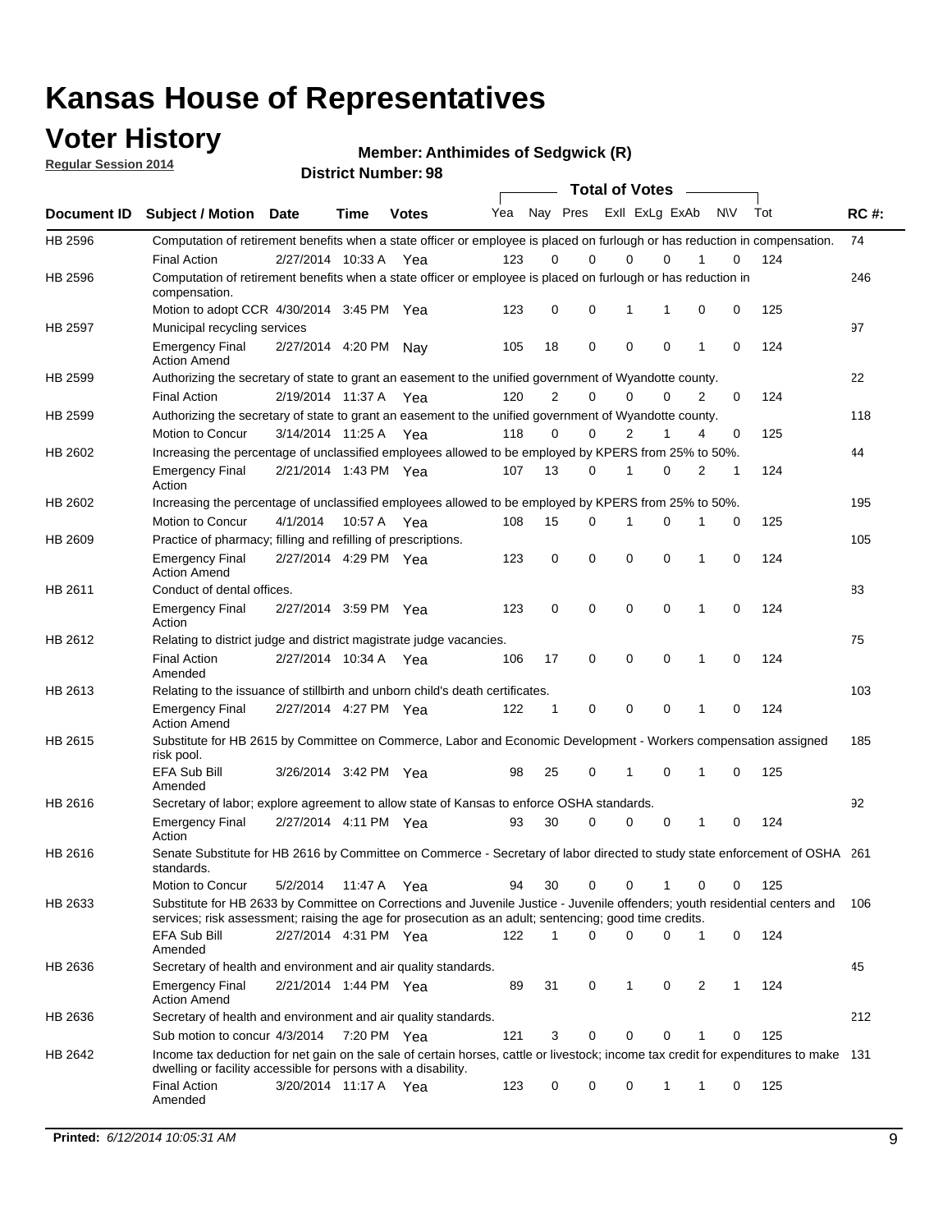# Kansas House of Representatives

## Voter History

**Regular Session 2014**

**Member: Anthimides of Sedgwick (R)**

**District Number: 98**

| Document ID | Subject / Motion | Date | Time | Votes | Yea | Nay | Pres | ExII | ExLg | ExAb | N\V | Tot | RC #: |
|---|---|---|---|---|---|---|---|---|---|---|---|---|---|
| HB 2596 | Computation of retirement benefits when a state officer or employee is placed on furlough or has reduction in compensation. | | | | | | | | | | | | 74 |
| | Final Action | 2/27/2014 | 10:33 A | Yea | 123 | 0 | 0 | 0 | 0 | 1 | 0 | 124 | |
| HB 2596 | Computation of retirement benefits when a state officer or employee is placed on furlough or has reduction in compensation. | | | | | | | | | | | | 246 |
| | Motion to adopt CCR | 4/30/2014 | 3:45 PM | Yea | 123 | 0 | 0 | 1 | 1 | 0 | 0 | 125 | |
| HB 2597 | Municipal recycling services | | | | | | | | | | | | 97 |
| | Emergency Final Action Amend | 2/27/2014 | 4:20 PM | Nay | 105 | 18 | 0 | 0 | 0 | 1 | 0 | 124 | |
| HB 2599 | Authorizing the secretary of state to grant an easement to the unified government of Wyandotte county. | | | | | | | | | | | | 22 |
| | Final Action | 2/19/2014 | 11:37 A | Yea | 120 | 2 | 0 | 0 | 0 | 2 | 0 | 124 | |
| HB 2599 | Authorizing the secretary of state to grant an easement to the unified government of Wyandotte county. | | | | | | | | | | | | 118 |
| | Motion to Concur | 3/14/2014 | 11:25 A | Yea | 118 | 0 | 0 | 2 | 1 | 4 | 0 | 125 | |
| HB 2602 | Increasing the percentage of unclassified employees allowed to be employed by KPERS from 25% to 50%. | | | | | | | | | | | | 44 |
| | Emergency Final Action | 2/21/2014 | 1:43 PM | Yea | 107 | 13 | 0 | 1 | 0 | 2 | 1 | 124 | |
| HB 2602 | Increasing the percentage of unclassified employees allowed to be employed by KPERS from 25% to 50%. | | | | | | | | | | | | 195 |
| | Motion to Concur | 4/1/2014 | 10:57 A | Yea | 108 | 15 | 0 | 1 | 0 | 1 | 0 | 125 | |
| HB 2609 | Practice of pharmacy; filling and refilling of prescriptions. | | | | | | | | | | | | 105 |
| | Emergency Final Action Amend | 2/27/2014 | 4:29 PM | Yea | 123 | 0 | 0 | 0 | 0 | 1 | 0 | 124 | |
| HB 2611 | Conduct of dental offices. | | | | | | | | | | | | 83 |
| | Emergency Final Action | 2/27/2014 | 3:59 PM | Yea | 123 | 0 | 0 | 0 | 0 | 1 | 0 | 124 | |
| HB 2612 | Relating to district judge and district magistrate judge vacancies. | | | | | | | | | | | | 75 |
| | Final Action Amended | 2/27/2014 | 10:34 A | Yea | 106 | 17 | 0 | 0 | 0 | 1 | 0 | 124 | |
| HB 2613 | Relating to the issuance of stillbirth and unborn child's death certificates. | | | | | | | | | | | | 103 |
| | Emergency Final Action Amend | 2/27/2014 | 4:27 PM | Yea | 122 | 1 | 0 | 0 | 0 | 1 | 0 | 124 | |
| HB 2615 | Substitute for HB 2615 by Committee on Commerce, Labor and Economic Development - Workers compensation assigned risk pool. | | | | | | | | | | | | 185 |
| | EFA Sub Bill Amended | 3/26/2014 | 3:42 PM | Yea | 98 | 25 | 0 | 1 | 0 | 1 | 0 | 125 | |
| HB 2616 | Secretary of labor; explore agreement to allow state of Kansas to enforce OSHA standards. | | | | | | | | | | | | 92 |
| | Emergency Final Action | 2/27/2014 | 4:11 PM | Yea | 93 | 30 | 0 | 0 | 0 | 1 | 0 | 124 | |
| HB 2616 | Senate Substitute for HB 2616 by Committee on Commerce - Secretary of labor directed to study state enforcement of OSHA standards. | | | | | | | | | | | | 261 |
| | Motion to Concur | 5/2/2014 | 11:47 A | Yea | 94 | 30 | 0 | 0 | 1 | 0 | 0 | 125 | |
| HB 2633 | Substitute for HB 2633 by Committee on Corrections and Juvenile Justice - Juvenile offenders; youth residential centers and services; risk assessment; raising the age for prosecution as an adult; sentencing; good time credits. | | | | | | | | | | | | 106 |
| | EFA Sub Bill Amended | 2/27/2014 | 4:31 PM | Yea | 122 | 1 | 0 | 0 | 0 | 1 | 0 | 124 | |
| HB 2636 | Secretary of health and environment and air quality standards. | | | | | | | | | | | | 45 |
| | Emergency Final Action Amend | 2/21/2014 | 1:44 PM | Yea | 89 | 31 | 0 | 1 | 0 | 2 | 1 | 124 | |
| HB 2636 | Secretary of health and environment and air quality standards. | | | | | | | | | | | | 212 |
| | Sub motion to concur | 4/3/2014 | 7:20 PM | Yea | 121 | 3 | 0 | 0 | 0 | 1 | 0 | 125 | |
| HB 2642 | Income tax deduction for net gain on the sale of certain horses, cattle or livestock; income tax credit for expenditures to make dwelling or facility accessible for persons with a disability. | | | | | | | | | | | | 131 |
| | Final Action Amended | 3/20/2014 | 11:17 A | Yea | 123 | 0 | 0 | 0 | 1 | 1 | 0 | 125 | |

**Printed:** *6/12/2014 10:05:31 AM*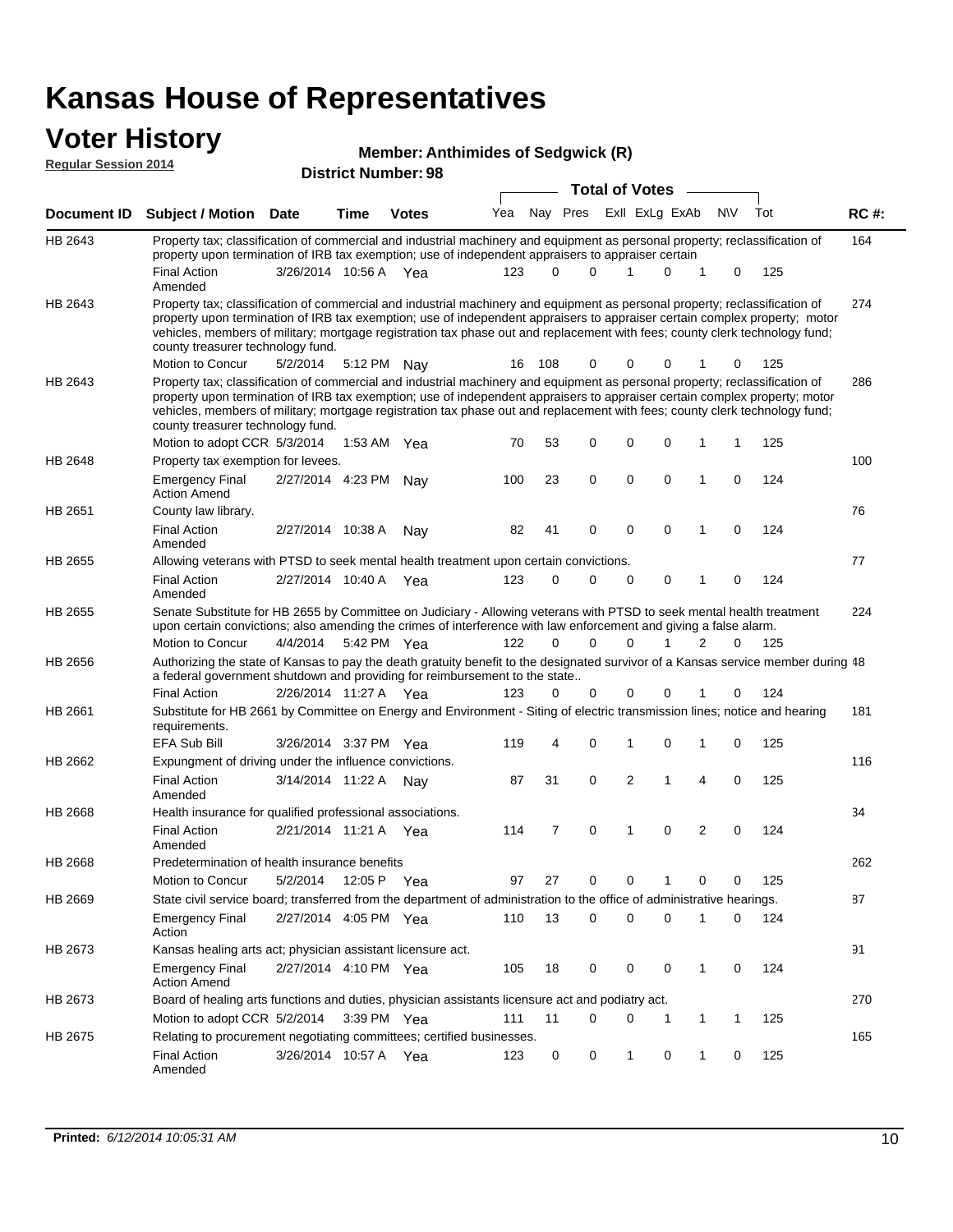# Kansas House of Representatives

## Voter History

**Regular Session 2014**

**Member: Anthimides of Sedgwick (R)**

**District Number: 98**

| Document ID | Subject / Motion | Date | Time | Votes | Yea | Nay | Pres | ExII | ExLg | ExAb | N\V | Tot | RC #: |
|---|---|---|---|---|---|---|---|---|---|---|---|---|---|
| HB 2643 | Property tax; classification of commercial and industrial machinery and equipment as personal property; reclassification of property upon termination of IRB tax exemption; use of independent appraisers to appraiser certain | | | | | | | | | | | | 164 |
| | Final Action Amended | 3/26/2014 | 10:56 A | Yea | 123 | 0 | 0 | 1 | 0 | 1 | 0 | 125 | |
| HB 2643 | Property tax; classification of commercial and industrial machinery and equipment as personal property; reclassification of property upon termination of IRB tax exemption; use of independent appraisers to appraiser certain complex property; motor vehicles, members of military; mortgage registration tax phase out and replacement with fees; county clerk technology fund; county treasurer technology fund. | | | | | | | | | | | | 274 |
| | Motion to Concur | 5/2/2014 | 5:12 PM | Nay | 16 | 108 | 0 | 0 | 0 | 1 | 0 | 125 | |
| HB 2643 | Property tax; classification of commercial and industrial machinery and equipment as personal property; reclassification of property upon termination of IRB tax exemption; use of independent appraisers to appraiser certain complex property; motor vehicles, members of military; mortgage registration tax phase out and replacement with fees; county clerk technology fund; county treasurer technology fund. | | | | | | | | | | | | 286 |
| | Motion to adopt CCR | 5/3/2014 | 1:53 AM | Yea | 70 | 53 | 0 | 0 | 0 | 1 | 1 | 125 | |
| HB 2648 | Property tax exemption for levees. | | | | | | | | | | | | 100 |
| | Emergency Final Action Amend | 2/27/2014 | 4:23 PM | Nay | 100 | 23 | 0 | 0 | 0 | 1 | 0 | 124 | |
| HB 2651 | County law library. | | | | | | | | | | | | 76 |
| | Final Action Amended | 2/27/2014 | 10:38 A | Nay | 82 | 41 | 0 | 0 | 0 | 1 | 0 | 124 | |
| HB 2655 | Allowing veterans with PTSD to seek mental health treatment upon certain convictions. | | | | | | | | | | | | 77 |
| | Final Action Amended | 2/27/2014 | 10:40 A | Yea | 123 | 0 | 0 | 0 | 0 | 1 | 0 | 124 | |
| HB 2655 | Senate Substitute for HB 2655 by Committee on Judiciary - Allowing veterans with PTSD to seek mental health treatment upon certain convictions; also amending the crimes of interference with law enforcement and giving a false alarm. | | | | | | | | | | | | 224 |
| | Motion to Concur | 4/4/2014 | 5:42 PM | Yea | 122 | 0 | 0 | 0 | 1 | 2 | 0 | 125 | |
| HB 2656 | Authorizing the state of Kansas to pay the death gratuity benefit to the designated survivor of a Kansas service member during a federal government shutdown and providing for reimbursement to the state.. | | | | | | | | | | | | 48 |
| | Final Action | 2/26/2014 | 11:27 A | Yea | 123 | 0 | 0 | 0 | 0 | 1 | 0 | 124 | |
| HB 2661 | Substitute for HB 2661 by Committee on Energy and Environment - Siting of electric transmission lines; notice and hearing requirements. | | | | | | | | | | | | 181 |
| | EFA Sub Bill | 3/26/2014 | 3:37 PM | Yea | 119 | 4 | 0 | 1 | 0 | 1 | 0 | 125 | |
| HB 2662 | Expungment of driving under the influence convictions. | | | | | | | | | | | | 116 |
| | Final Action Amended | 3/14/2014 | 11:22 A | Nay | 87 | 31 | 0 | 2 | 1 | 4 | 0 | 125 | |
| HB 2668 | Health insurance for qualified professional associations. | | | | | | | | | | | | 34 |
| | Final Action Amended | 2/21/2014 | 11:21 A | Yea | 114 | 7 | 0 | 1 | 0 | 2 | 0 | 124 | |
| HB 2668 | Predetermination of health insurance benefits | | | | | | | | | | | | 262 |
| | Motion to Concur | 5/2/2014 | 12:05 P | Yea | 97 | 27 | 0 | 0 | 1 | 0 | 0 | 125 | |
| HB 2669 | State civil service board; transferred from the department of administration to the office of administrative hearings. | | | | | | | | | | | | 87 |
| | Emergency Final Action | 2/27/2014 | 4:05 PM | Yea | 110 | 13 | 0 | 0 | 0 | 1 | 0 | 124 | |
| HB 2673 | Kansas healing arts act; physician assistant licensure act. | | | | | | | | | | | | 91 |
| | Emergency Final Action Amend | 2/27/2014 | 4:10 PM | Yea | 105 | 18 | 0 | 0 | 0 | 1 | 0 | 124 | |
| HB 2673 | Board of healing arts functions and duties, physician assistants licensure act and podiatry act. | | | | | | | | | | | | 270 |
| | Motion to adopt CCR | 5/2/2014 | 3:39 PM | Yea | 111 | 11 | 0 | 0 | 1 | 1 | 1 | 125 | |
| HB 2675 | Relating to procurement negotiating committees; certified businesses. | | | | | | | | | | | | 165 |
| | Final Action Amended | 3/26/2014 | 10:57 A | Yea | 123 | 0 | 0 | 1 | 0 | 1 | 0 | 125 | |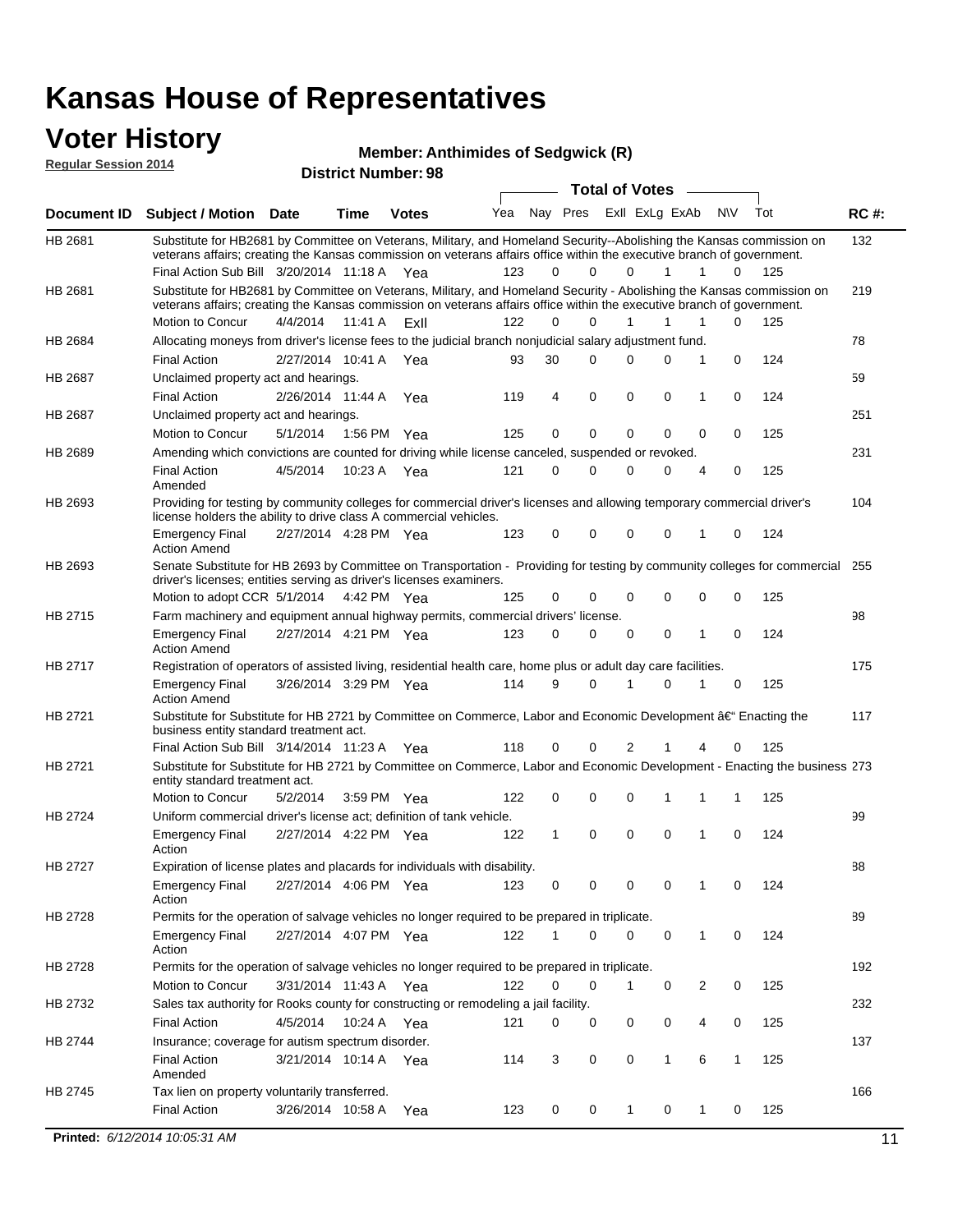# Kansas House of Representatives

## Voter History

**Regular Session 2014**

**Member: Anthimides of Sedgwick (R)**

**District Number: 98**

| Document ID | Subject / Motion | Date | Time | Votes | Yea | Nay | Pres | ExII | ExLg | ExAb | N\V | Tot | RC #: |
|---|---|---|---|---|---|---|---|---|---|---|---|---|---|
| HB 2681 | Substitute for HB2681 by Committee on Veterans, Military, and Homeland Security--Abolishing the Kansas commission on veterans affairs; creating the Kansas commission on veterans affairs office within the executive branch of government. | | | | | | | | | | | | 132 |
| | Final Action Sub Bill | 3/20/2014 | 11:18 A | Yea | 123 | 0 | 0 | 0 | 1 | 1 | 0 | 125 | |
| HB 2681 | Substitute for HB2681 by Committee on Veterans, Military, and Homeland Security - Abolishing the Kansas commission on veterans affairs; creating the Kansas commission on veterans affairs office within the executive branch of government. | | | | | | | | | | | | 219 |
| | Motion to Concur | 4/4/2014 | 11:41 A | ExII | 122 | 0 | 0 | 1 | 1 | 1 | 0 | 125 | |
| HB 2684 | Allocating moneys from driver's license fees to the judicial branch nonjudicial salary adjustment fund. | | | | | | | | | | | | 78 |
| | Final Action | 2/27/2014 | 10:41 A | Yea | 93 | 30 | 0 | 0 | 0 | 1 | 0 | 124 | |
| HB 2687 | Unclaimed property act and hearings. | | | | | | | | | | | | 59 |
| | Final Action | 2/26/2014 | 11:44 A | Yea | 119 | 4 | 0 | 0 | 0 | 1 | 0 | 124 | |
| HB 2687 | Unclaimed property act and hearings. | | | | | | | | | | | | 251 |
| | Motion to Concur | 5/1/2014 | 1:56 PM | Yea | 125 | 0 | 0 | 0 | 0 | 0 | 0 | 125 | |
| HB 2689 | Amending which convictions are counted for driving while license canceled, suspended or revoked. | | | | | | | | | | | | 231 |
| | Final Action Amended | 4/5/2014 | 10:23 A | Yea | 121 | 0 | 0 | 0 | 0 | 4 | 0 | 125 | |
| HB 2693 | Providing for testing by community colleges for commercial driver's licenses and allowing temporary commercial driver's license holders the ability to drive class A commercial vehicles. | | | | | | | | | | | | 104 |
| | Emergency Final Action Amend | 2/27/2014 | 4:28 PM | Yea | 123 | 0 | 0 | 0 | 0 | 1 | 0 | 124 | |
| HB 2693 | Senate Substitute for HB 2693 by Committee on Transportation - Providing for testing by community colleges for commercial driver's licenses; entities serving as driver's licenses examiners. | | | | | | | | | | | | 255 |
| | Motion to adopt CCR | 5/1/2014 | 4:42 PM | Yea | 125 | 0 | 0 | 0 | 0 | 0 | 0 | 125 | |
| HB 2715 | Farm machinery and equipment annual highway permits, commercial drivers' license. | | | | | | | | | | | | 98 |
| | Emergency Final Action Amend | 2/27/2014 | 4:21 PM | Yea | 123 | 0 | 0 | 0 | 0 | 1 | 0 | 124 | |
| HB 2717 | Registration of operators of assisted living, residential health care, home plus or adult day care facilities. | | | | | | | | | | | | 175 |
| | Emergency Final Action Amend | 3/26/2014 | 3:29 PM | Yea | 114 | 9 | 0 | 1 | 0 | 1 | 0 | 125 | |
| HB 2721 | Substitute for Substitute for HB 2721 by Committee on Commerce, Labor and Economic Development â€" Enacting the business entity standard treatment act. | | | | | | | | | | | | 117 |
| | Final Action Sub Bill | 3/14/2014 | 11:23 A | Yea | 118 | 0 | 0 | 2 | 1 | 4 | 0 | 125 | |
| HB 2721 | Substitute for Substitute for HB 2721 by Committee on Commerce, Labor and Economic Development - Enacting the business entity standard treatment act. | | | | | | | | | | | | 273 |
| | Motion to Concur | 5/2/2014 | 3:59 PM | Yea | 122 | 0 | 0 | 0 | 1 | 1 | 1 | 125 | |
| HB 2724 | Uniform commercial driver's license act; definition of tank vehicle. | | | | | | | | | | | | 99 |
| | Emergency Final Action | 2/27/2014 | 4:22 PM | Yea | 122 | 1 | 0 | 0 | 0 | 1 | 0 | 124 | |
| HB 2727 | Expiration of license plates and placards for individuals with disability. | | | | | | | | | | | | 88 |
| | Emergency Final Action | 2/27/2014 | 4:06 PM | Yea | 123 | 0 | 0 | 0 | 0 | 1 | 0 | 124 | |
| HB 2728 | Permits for the operation of salvage vehicles no longer required to be prepared in triplicate. | | | | | | | | | | | | 89 |
| | Emergency Final Action | 2/27/2014 | 4:07 PM | Yea | 122 | 1 | 0 | 0 | 0 | 1 | 0 | 124 | |
| HB 2728 | Permits for the operation of salvage vehicles no longer required to be prepared in triplicate. | | | | | | | | | | | | 192 |
| | Motion to Concur | 3/31/2014 | 11:43 A | Yea | 122 | 0 | 0 | 1 | 0 | 2 | 0 | 125 | |
| HB 2732 | Sales tax authority for Rooks county for constructing or remodeling a jail facility. | | | | | | | | | | | | 232 |
| | Final Action | 4/5/2014 | 10:24 A | Yea | 121 | 0 | 0 | 0 | 0 | 4 | 0 | 125 | |
| HB 2744 | Insurance; coverage for autism spectrum disorder. | | | | | | | | | | | | 137 |
| | Final Action Amended | 3/21/2014 | 10:14 A | Yea | 114 | 3 | 0 | 0 | 1 | 6 | 1 | 125 | |
| HB 2745 | Tax lien on property voluntarily transferred. | | | | | | | | | | | | 166 |
| | Final Action | 3/26/2014 | 10:58 A | Yea | 123 | 0 | 0 | 1 | 0 | 1 | 0 | 125 | |

**Printed:** *6/12/2014 10:05:31 AM*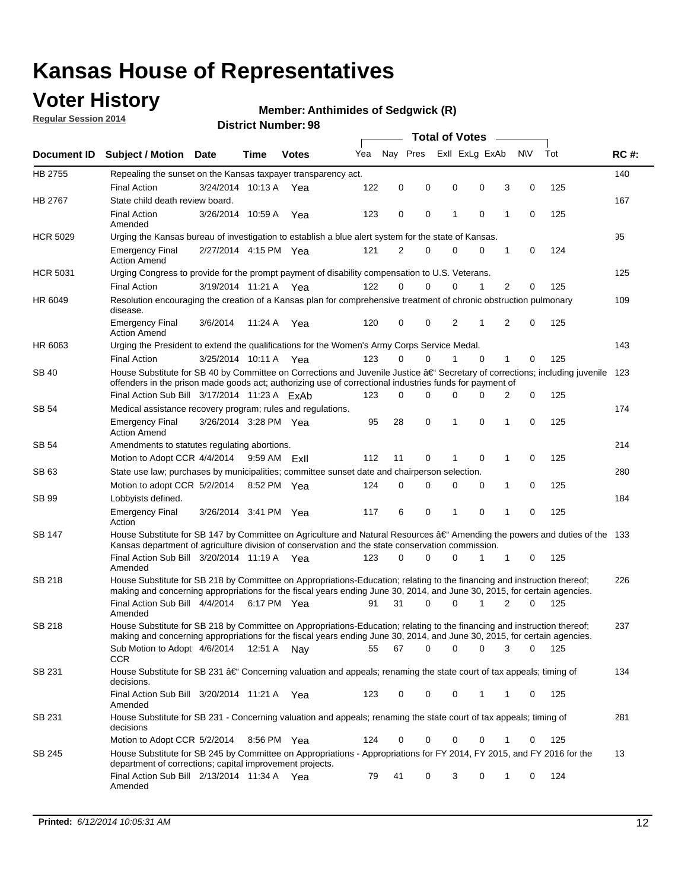# Kansas House of Representatives

## Voter History

**Regular Session 2014**

**Member: Anthimides of Sedgwick (R)**

**District Number: 98**

| Document ID | Subject / Motion | Date | Time | Votes | Yea | Nay | Pres | ExII | ExLg | ExAb | N\V | Tot | RC #: |
|---|---|---|---|---|---|---|---|---|---|---|---|---|---|
| HB 2755 | Repealing the sunset on the Kansas taxpayer transparency act. | | | | | | | | | | | | 140 |
| | Final Action | 3/24/2014 | 10:13 A | Yea | 122 | 0 | 0 | 0 | 0 | 3 | 0 | 125 | |
| HB 2767 | State child death review board. | | | | | | | | | | | | 167 |
| | Final Action Amended | 3/26/2014 | 10:59 A | Yea | 123 | 0 | 0 | 1 | 0 | 1 | 0 | 125 | |
| HCR 5029 | Urging the Kansas bureau of investigation to establish a blue alert system for the state of Kansas. | | | | | | | | | | | | 95 |
| | Emergency Final Action Amend | 2/27/2014 | 4:15 PM | Yea | 121 | 2 | 0 | 0 | 0 | 1 | 0 | 124 | |
| HCR 5031 | Urging Congress to provide for the prompt payment of disability compensation to U.S. Veterans. | | | | | | | | | | | | 125 |
| | Final Action | 3/19/2014 | 11:21 A | Yea | 122 | 0 | 0 | 0 | 1 | 2 | 0 | 125 | |
| HR 6049 | Resolution encouraging the creation of a Kansas plan for comprehensive treatment of chronic obstruction pulmonary disease. | | | | | | | | | | | | 109 |
| | Emergency Final Action Amend | 3/6/2014 | 11:24 A | Yea | 120 | 0 | 0 | 2 | 1 | 2 | 0 | 125 | |
| HR 6063 | Urging the President to extend the qualifications for the Women's Army Corps Service Medal. | | | | | | | | | | | | 143 |
| | Final Action | 3/25/2014 | 10:11 A | Yea | 123 | 0 | 0 | 1 | 0 | 1 | 0 | 125 | |
| SB 40 | House Substitute for SB 40 by Committee on Corrections and Juvenile Justice â€" Secretary of corrections; including juvenile offenders in the prison made goods act; authorizing use of correctional industries funds for payment of | | | | | | | | | | | | 123 |
| | Final Action Sub Bill | 3/17/2014 | 11:23 A | ExAb | 123 | 0 | 0 | 0 | 0 | 2 | 0 | 125 | |
| SB 54 | Medical assistance recovery program; rules and regulations. | | | | | | | | | | | | 174 |
| | Emergency Final Action Amend | 3/26/2014 | 3:28 PM | Yea | 95 | 28 | 0 | 1 | 0 | 1 | 0 | 125 | |
| SB 54 | Amendments to statutes regulating abortions. | | | | | | | | | | | | 214 |
| | Motion to Adopt CCR | 4/4/2014 | 9:59 AM | ExII | 112 | 11 | 0 | 1 | 0 | 1 | 0 | 125 | |
| SB 63 | State use law; purchases by municipalities; committee sunset date and chairperson selection. | | | | | | | | | | | | 280 |
| | Motion to adopt CCR | 5/2/2014 | 8:52 PM | Yea | 124 | 0 | 0 | 0 | 0 | 1 | 0 | 125 | |
| SB 99 | Lobbyists defined. | | | | | | | | | | | | 184 |
| | Emergency Final Action | 3/26/2014 | 3:41 PM | Yea | 117 | 6 | 0 | 1 | 0 | 1 | 0 | 125 | |
| SB 147 | House Substitute for SB 147 by Committee on Agriculture and Natural Resources â€" Amending the powers and duties of the Kansas department of agriculture division of conservation and the state conservation commission. | | | | | | | | | | | | 133 |
| | Final Action Sub Bill Amended | 3/20/2014 | 11:19 A | Yea | 123 | 0 | 0 | 0 | 1 | 1 | 0 | 125 | |
| SB 218 | House Substitute for SB 218 by Committee on Appropriations-Education; relating to the financing and instruction thereof; making and concerning appropriations for the fiscal years ending June 30, 2014, and June 30, 2015, for certain agencies. | | | | | | | | | | | | 226 |
| | Final Action Sub Bill Amended | 4/4/2014 | 6:17 PM | Yea | 91 | 31 | 0 | 0 | 1 | 2 | 0 | 125 | |
| SB 218 | House Substitute for SB 218 by Committee on Appropriations-Education; relating to the financing and instruction thereof; making and concerning appropriations for the fiscal years ending June 30, 2014, and June 30, 2015, for certain agencies. | | | | | | | | | | | | 237 |
| | Sub Motion to Adopt CCR | 4/6/2014 | 12:51 A | Nay | 55 | 67 | 0 | 0 | 0 | 3 | 0 | 125 | |
| SB 231 | House Substitute for SB 231 â€" Concerning valuation and appeals; renaming the state court of tax appeals; timing of decisions. | | | | | | | | | | | | 134 |
| | Final Action Sub Bill Amended | 3/20/2014 | 11:21 A | Yea | 123 | 0 | 0 | 0 | 1 | 1 | 0 | 125 | |
| SB 231 | House Substitute for SB 231 - Concerning valuation and appeals; renaming the state court of tax appeals; timing of decisions | | | | | | | | | | | | 281 |
| | Motion to Adopt CCR | 5/2/2014 | 8:56 PM | Yea | 124 | 0 | 0 | 0 | 0 | 1 | 0 | 125 | |
| SB 245 | House Substitute for SB 245 by Committee on Appropriations - Appropriations for FY 2014, FY 2015, and FY 2016 for the department of corrections; capital improvement projects. | | | | | | | | | | | | 13 |
| | Final Action Sub Bill Amended | 2/13/2014 | 11:34 A | Yea | 79 | 41 | 0 | 3 | 0 | 1 | 0 | 124 | |

**Printed:** *6/12/2014 10:05:31 AM*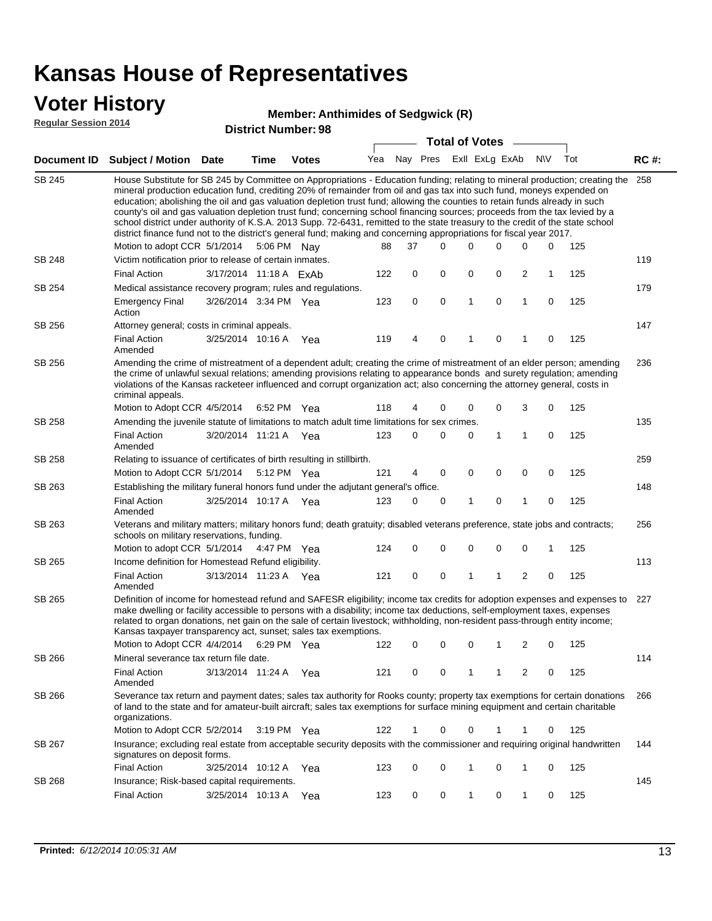# Kansas House of Representatives

## Voter History

**Regular Session 2014**

**Member: Anthimides of Sedgwick (R)**

**District Number: 98**

| Document ID | Subject / Motion | Date | Time | Votes | Yea | Nay | Pres | ExII | ExLg | ExAb | N\V | Tot | RC #: |
|---|---|---|---|---|---|---|---|---|---|---|---|---|---|
| SB 245 | House Substitute for SB 245 by Committee on Appropriations - Education funding; relating to mineral production; creating the mineral production education fund, crediting 20% of remainder from oil and gas tax into such fund, moneys expended on education; abolishing the oil and gas valuation depletion trust fund; allowing the counties to retain funds already in such county's oil and gas valuation depletion trust fund; concerning school financing sources; proceeds from the tax levied by a school district under authority of K.S.A. 2013 Supp. 72-6431, remitted to the state treasury to the credit of the state school district finance fund not to the district's general fund; making and concerning appropriations for fiscal year 2017. | | | | | | | | | | | | 258 |
| | Motion to adopt CCR | 5/1/2014 | 5:06 PM | Nay | 88 | 37 | 0 | 0 | 0 | 0 | 0 | 125 | |
| SB 248 | Victim notification prior to release of certain inmates. | | | | | | | | | | | | 119 |
| | Final Action | 3/17/2014 | 11:18 A | ExAb | 122 | 0 | 0 | 0 | 0 | 2 | 1 | 125 | |
| SB 254 | Medical assistance recovery program; rules and regulations. | | | | | | | | | | | | 179 |
| | Emergency Final Action | 3/26/2014 | 3:34 PM | Yea | 123 | 0 | 0 | 1 | 0 | 1 | 0 | 125 | |
| SB 256 | Attorney general; costs in criminal appeals. | | | | | | | | | | | | 147 |
| | Final Action Amended | 3/25/2014 | 10:16 A | Yea | 119 | 4 | 0 | 1 | 0 | 1 | 0 | 125 | |
| SB 256 | Amending the crime of mistreatment of a dependent adult; creating the crime of mistreatment of an elder person; amending the crime of unlawful sexual relations; amending provisions relating to appearance bonds and surety regulation; amending violations of the Kansas racketeer influenced and corrupt organization act; also concerning the attorney general, costs in criminal appeals. | | | | | | | | | | | | 236 |
| | Motion to Adopt CCR | 4/5/2014 | 6:52 PM | Yea | 118 | 4 | 0 | 0 | 0 | 3 | 0 | 125 | |
| SB 258 | Amending the juvenile statute of limitations to match adult time limitations for sex crimes. | | | | | | | | | | | | 135 |
| | Final Action Amended | 3/20/2014 | 11:21 A | Yea | 123 | 0 | 0 | 0 | 1 | 1 | 0 | 125 | |
| SB 258 | Relating to issuance of certificates of birth resulting in stillbirth. | | | | | | | | | | | | 259 |
| | Motion to Adopt CCR | 5/1/2014 | 5:12 PM | Yea | 121 | 4 | 0 | 0 | 0 | 0 | 0 | 125 | |
| SB 263 | Establishing the military funeral honors fund under the adjutant general's office. | | | | | | | | | | | | 148 |
| | Final Action Amended | 3/25/2014 | 10:17 A | Yea | 123 | 0 | 0 | 1 | 0 | 1 | 0 | 125 | |
| SB 263 | Veterans and military matters; military honors fund; death gratuity; disabled veterans preference, state jobs and contracts; schools on military reservations, funding. | | | | | | | | | | | | 256 |
| | Motion to adopt CCR | 5/1/2014 | 4:47 PM | Yea | 124 | 0 | 0 | 0 | 0 | 0 | 1 | 125 | |
| SB 265 | Income definition for Homestead Refund eligibility. | | | | | | | | | | | | 113 |
| | Final Action Amended | 3/13/2014 | 11:23 A | Yea | 121 | 0 | 0 | 1 | 1 | 2 | 0 | 125 | |
| SB 265 | Definition of income for homestead refund and SAFESR eligibility; income tax credits for adoption expenses and expenses to make dwelling or facility accessible to persons with a disability; income tax deductions, self-employment taxes, expenses related to organ donations, net gain on the sale of certain livestock; withholding, non-resident pass-through entity income; Kansas taxpayer transparency act, sunset; sales tax exemptions. | | | | | | | | | | | | 227 |
| | Motion to Adopt CCR | 4/4/2014 | 6:29 PM | Yea | 122 | 0 | 0 | 0 | 1 | 2 | 0 | 125 | |
| SB 266 | Mineral severance tax return file date. | | | | | | | | | | | | 114 |
| | Final Action Amended | 3/13/2014 | 11:24 A | Yea | 121 | 0 | 0 | 1 | 1 | 2 | 0 | 125 | |
| SB 266 | Severance tax return and payment dates; sales tax authority for Rooks county; property tax exemptions for certain donations of land to the state and for amateur-built aircraft; sales tax exemptions for surface mining equipment and certain charitable organizations. | | | | | | | | | | | | 266 |
| | Motion to Adopt CCR | 5/2/2014 | 3:19 PM | Yea | 122 | 1 | 0 | 0 | 1 | 1 | 0 | 125 | |
| SB 267 | Insurance; excluding real estate from acceptable security deposits with the commissioner and requiring original handwritten signatures on deposit forms. | | | | | | | | | | | | 144 |
| | Final Action | 3/25/2014 | 10:12 A | Yea | 123 | 0 | 0 | 1 | 0 | 1 | 0 | 125 | |
| SB 268 | Insurance; Risk-based capital requirements. | | | | | | | | | | | | 145 |
| | Final Action | 3/25/2014 | 10:13 A | Yea | 123 | 0 | 0 | 1 | 0 | 1 | 0 | 125 | |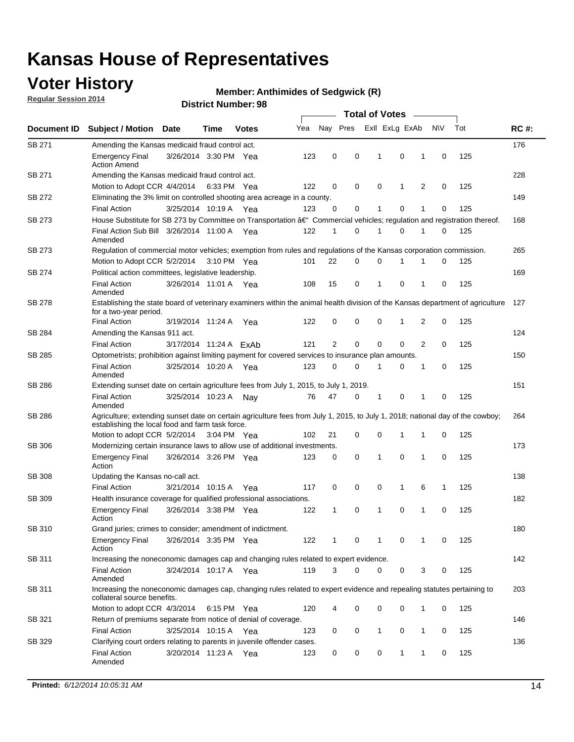# Kansas House of Representatives

## Voter History

**Regular Session 2014**

**Member: Anthimides of Sedgwick (R)**

**District Number: 98**

| Document ID | Subject / Motion | Date | Time | Votes | Yea | Nay | Pres | ExII | ExLg | ExAb | N\V | Tot | RC #: |
|---|---|---|---|---|---|---|---|---|---|---|---|---|---|
| SB 271 | Amending the Kansas medicaid fraud control act. | | | | | | | | | | | | 176 |
| | Emergency Final Action Amend | 3/26/2014 | 3:30 PM | Yea | 123 | 0 | 0 | 1 | 0 | 1 | 0 | 125 | |
| SB 271 | Amending the Kansas medicaid fraud control act. | | | | | | | | | | | | 228 |
| | Motion to Adopt CCR | 4/4/2014 | 6:33 PM | Yea | 122 | 0 | 0 | 0 | 1 | 2 | 0 | 125 | |
| SB 272 | Eliminating the 3% limit on controlled shooting area acreage in a county. | | | | | | | | | | | | 149 |
| | Final Action | 3/25/2014 | 10:19 A | Yea | 123 | 0 | 0 | 1 | 0 | 1 | 0 | 125 | |
| SB 273 | House Substitute for SB 273 by Committee on Transportation â€" Commercial vehicles; regulation and registration thereof. | | | | | | | | | | | | 168 |
| | Final Action Sub Bill Amended | 3/26/2014 | 11:00 A | Yea | 122 | 1 | 0 | 1 | 0 | 1 | 0 | 125 | |
| SB 273 | Regulation of commercial motor vehicles; exemption from rules and regulations of the Kansas corporation commission. | | | | | | | | | | | | 265 |
| | Motion to Adopt CCR | 5/2/2014 | 3:10 PM | Yea | 101 | 22 | 0 | 0 | 1 | 1 | 0 | 125 | |
| SB 274 | Political action committees, legislative leadership. | | | | | | | | | | | | 169 |
| | Final Action Amended | 3/26/2014 | 11:01 A | Yea | 108 | 15 | 0 | 1 | 0 | 1 | 0 | 125 | |
| SB 278 | Establishing the state board of veterinary examiners within the animal health division of the Kansas department of agriculture for a two-year period. | | | | | | | | | | | | 127 |
| | Final Action | 3/19/2014 | 11:24 A | Yea | 122 | 0 | 0 | 0 | 1 | 2 | 0 | 125 | |
| SB 284 | Amending the Kansas 911 act. | | | | | | | | | | | | 124 |
| | Final Action | 3/17/2014 | 11:24 A | ExAb | 121 | 2 | 0 | 0 | 0 | 2 | 0 | 125 | |
| SB 285 | Optometrists; prohibition against limiting payment for covered services to insurance plan amounts. | | | | | | | | | | | | 150 |
| | Final Action Amended | 3/25/2014 | 10:20 A | Yea | 123 | 0 | 0 | 1 | 0 | 1 | 0 | 125 | |
| SB 286 | Extending sunset date on certain agriculture fees from July 1, 2015, to July 1, 2019. | | | | | | | | | | | | 151 |
| | Final Action Amended | 3/25/2014 | 10:23 A | Nay | 76 | 47 | 0 | 1 | 0 | 1 | 0 | 125 | |
| SB 286 | Agriculture; extending sunset date on certain agriculture fees from July 1, 2015, to July 1, 2018; national day of the cowboy; establishing the local food and farm task force. | | | | | | | | | | | | 264 |
| | Motion to adopt CCR | 5/2/2014 | 3:04 PM | Yea | 102 | 21 | 0 | 0 | 1 | 1 | 0 | 125 | |
| SB 306 | Modernizing certain insurance laws to allow use of additional investments. | | | | | | | | | | | | 173 |
| | Emergency Final Action | 3/26/2014 | 3:26 PM | Yea | 123 | 0 | 0 | 1 | 0 | 1 | 0 | 125 | |
| SB 308 | Updating the Kansas no-call act. | | | | | | | | | | | | 138 |
| | Final Action | 3/21/2014 | 10:15 A | Yea | 117 | 0 | 0 | 0 | 1 | 6 | 1 | 125 | |
| SB 309 | Health insurance coverage for qualified professional associations. | | | | | | | | | | | | 182 |
| | Emergency Final Action | 3/26/2014 | 3:38 PM | Yea | 122 | 1 | 0 | 1 | 0 | 1 | 0 | 125 | |
| SB 310 | Grand juries; crimes to consider; amendment of indictment. | | | | | | | | | | | | 180 |
| | Emergency Final Action | 3/26/2014 | 3:35 PM | Yea | 122 | 1 | 0 | 1 | 0 | 1 | 0 | 125 | |
| SB 311 | Increasing the noneconomic damages cap and changing rules related to expert evidence. | | | | | | | | | | | | 142 |
| | Final Action Amended | 3/24/2014 | 10:17 A | Yea | 119 | 3 | 0 | 0 | 0 | 3 | 0 | 125 | |
| SB 311 | Increasing the noneconomic damages cap, changing rules related to expert evidence and repealing statutes pertaining to collateral source benefits. | | | | | | | | | | | | 203 |
| | Motion to adopt CCR | 4/3/2014 | 6:15 PM | Yea | 120 | 4 | 0 | 0 | 0 | 1 | 0 | 125 | |
| SB 321 | Return of premiums separate from notice of denial of coverage. | | | | | | | | | | | | 146 |
| | Final Action | 3/25/2014 | 10:15 A | Yea | 123 | 0 | 0 | 1 | 0 | 1 | 0 | 125 | |
| SB 329 | Clarifying court orders relating to parents in juvenile offender cases. | | | | | | | | | | | | 136 |
| | Final Action Amended | 3/20/2014 | 11:23 A | Yea | 123 | 0 | 0 | 0 | 1 | 1 | 0 | 125 | |

**Printed:** *6/12/2014 10:05:31 AM*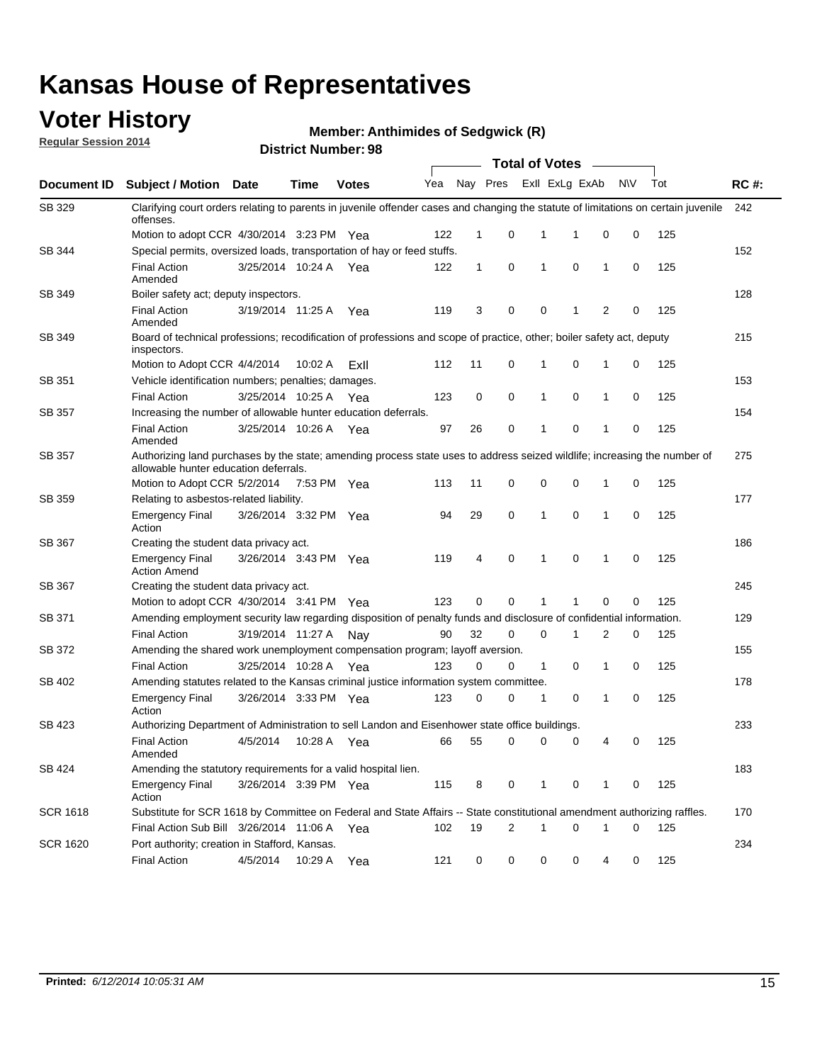# Kansas House of Representatives

## Voter History

**Regular Session 2014**

**Member: Anthimides of Sedgwick (R)**

**District Number: 98**

| Document ID | Subject / Motion | Date | Time | Votes | Yea | Nay | Pres | ExII | ExLg | ExAb | N\V | Tot | RC #: |
|---|---|---|---|---|---|---|---|---|---|---|---|---|---|
| SB 329 | Clarifying court orders relating to parents in juvenile offender cases and changing the statute of limitations on certain juvenile offenses. | | | | | | | | | | | | 242 |
| | Motion to adopt CCR | 4/30/2014 | 3:23 PM | Yea | 122 | 1 | 0 | 1 | 1 | 0 | 0 | 125 | |
| SB 344 | Special permits, oversized loads, transportation of hay or feed stuffs. | | | | | | | | | | | | 152 |
| | Final Action Amended | 3/25/2014 | 10:24 A | Yea | 122 | 1 | 0 | 1 | 0 | 1 | 0 | 125 | |
| SB 349 | Boiler safety act; deputy inspectors. | | | | | | | | | | | | 128 |
| | Final Action Amended | 3/19/2014 | 11:25 A | Yea | 119 | 3 | 0 | 0 | 1 | 2 | 0 | 125 | |
| SB 349 | Board of technical professions; recodification of professions and scope of practice, other; boiler safety act, deputy inspectors. | | | | | | | | | | | | 215 |
| | Motion to Adopt CCR | 4/4/2014 | 10:02 A | ExII | 112 | 11 | 0 | 1 | 0 | 1 | 0 | 125 | |
| SB 351 | Vehicle identification numbers; penalties; damages. | | | | | | | | | | | | 153 |
| | Final Action | 3/25/2014 | 10:25 A | Yea | 123 | 0 | 0 | 1 | 0 | 1 | 0 | 125 | |
| SB 357 | Increasing the number of allowable hunter education deferrals. | | | | | | | | | | | | 154 |
| | Final Action Amended | 3/25/2014 | 10:26 A | Yea | 97 | 26 | 0 | 1 | 0 | 1 | 0 | 125 | |
| SB 357 | Authorizing land purchases by the state; amending process state uses to address seized wildlife; increasing the number of allowable hunter education deferrals. | | | | | | | | | | | | 275 |
| | Motion to Adopt CCR | 5/2/2014 | 7:53 PM | Yea | 113 | 11 | 0 | 0 | 0 | 1 | 0 | 125 | |
| SB 359 | Relating to asbestos-related liability. | | | | | | | | | | | | 177 |
| | Emergency Final Action | 3/26/2014 | 3:32 PM | Yea | 94 | 29 | 0 | 1 | 0 | 1 | 0 | 125 | |
| SB 367 | Creating the student data privacy act. | | | | | | | | | | | | 186 |
| | Emergency Final Action Amend | 3/26/2014 | 3:43 PM | Yea | 119 | 4 | 0 | 1 | 0 | 1 | 0 | 125 | |
| SB 367 | Creating the student data privacy act. | | | | | | | | | | | | 245 |
| | Motion to adopt CCR | 4/30/2014 | 3:41 PM | Yea | 123 | 0 | 0 | 1 | 1 | 0 | 0 | 125 | |
| SB 371 | Amending employment security law regarding disposition of penalty funds and disclosure of confidential information. | | | | | | | | | | | | 129 |
| | Final Action | 3/19/2014 | 11:27 A | Nay | 90 | 32 | 0 | 0 | 1 | 2 | 0 | 125 | |
| SB 372 | Amending the shared work unemployment compensation program; layoff aversion. | | | | | | | | | | | | 155 |
| | Final Action | 3/25/2014 | 10:28 A | Yea | 123 | 0 | 0 | 1 | 0 | 1 | 0 | 125 | |
| SB 402 | Amending statutes related to the Kansas criminal justice information system committee. | | | | | | | | | | | | 178 |
| | Emergency Final Action | 3/26/2014 | 3:33 PM | Yea | 123 | 0 | 0 | 1 | 0 | 1 | 0 | 125 | |
| SB 423 | Authorizing Department of Administration to sell Landon and Eisenhower state office buildings. | | | | | | | | | | | | 233 |
| | Final Action Amended | 4/5/2014 | 10:28 A | Yea | 66 | 55 | 0 | 0 | 0 | 4 | 0 | 125 | |
| SB 424 | Amending the statutory requirements for a valid hospital lien. | | | | | | | | | | | | 183 |
| | Emergency Final Action | 3/26/2014 | 3:39 PM | Yea | 115 | 8 | 0 | 1 | 0 | 1 | 0 | 125 | |
| SCR 1618 | Substitute for SCR 1618 by Committee on Federal and State Affairs -- State constitutional amendment authorizing raffles. | | | | | | | | | | | | 170 |
| | Final Action Sub Bill | 3/26/2014 | 11:06 A | Yea | 102 | 19 | 2 | 1 | 0 | 1 | 0 | 125 | |
| SCR 1620 | Port authority; creation in Stafford, Kansas. | | | | | | | | | | | | 234 |
| | Final Action | 4/5/2014 | 10:29 A | Yea | 121 | 0 | 0 | 0 | 0 | 4 | 0 | 125 | |

**Printed:** *6/12/2014 10:05:31 AM*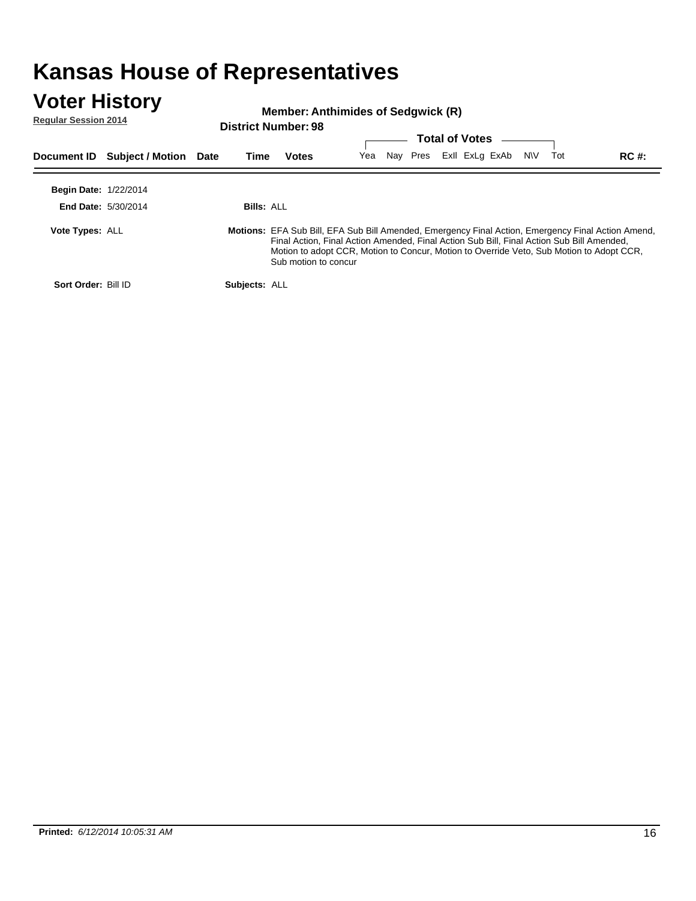# Kansas House of Representatives

## Voter History

**Regular Session 2014**

**Member: Anthimides of Sedgwick (R)**

**District Number: 98**

| Document ID | Subject / Motion | Date | Time | Votes | Yea | Nay | Pres | ExIl | ExLg | ExAb | N\V | Tot | RC #: |
|---|---|---|---|---|---|---|---|---|---|---|---|---|---|

**Begin Date:** 1/22/2014

**End Date:** 5/30/2014

**Bills:** ALL

**Vote Types:** ALL

**Motions:** EFA Sub Bill, EFA Sub Bill Amended, Emergency Final Action, Emergency Final Action Amend, Final Action, Final Action Amended, Final Action Sub Bill, Final Action Sub Bill Amended, Motion to adopt CCR, Motion to Concur, Motion to Override Veto, Sub Motion to Adopt CCR, Sub motion to concur

**Sort Order:** Bill ID

**Subjects:** ALL

**Printed:** *6/12/2014 10:05:31 AM*